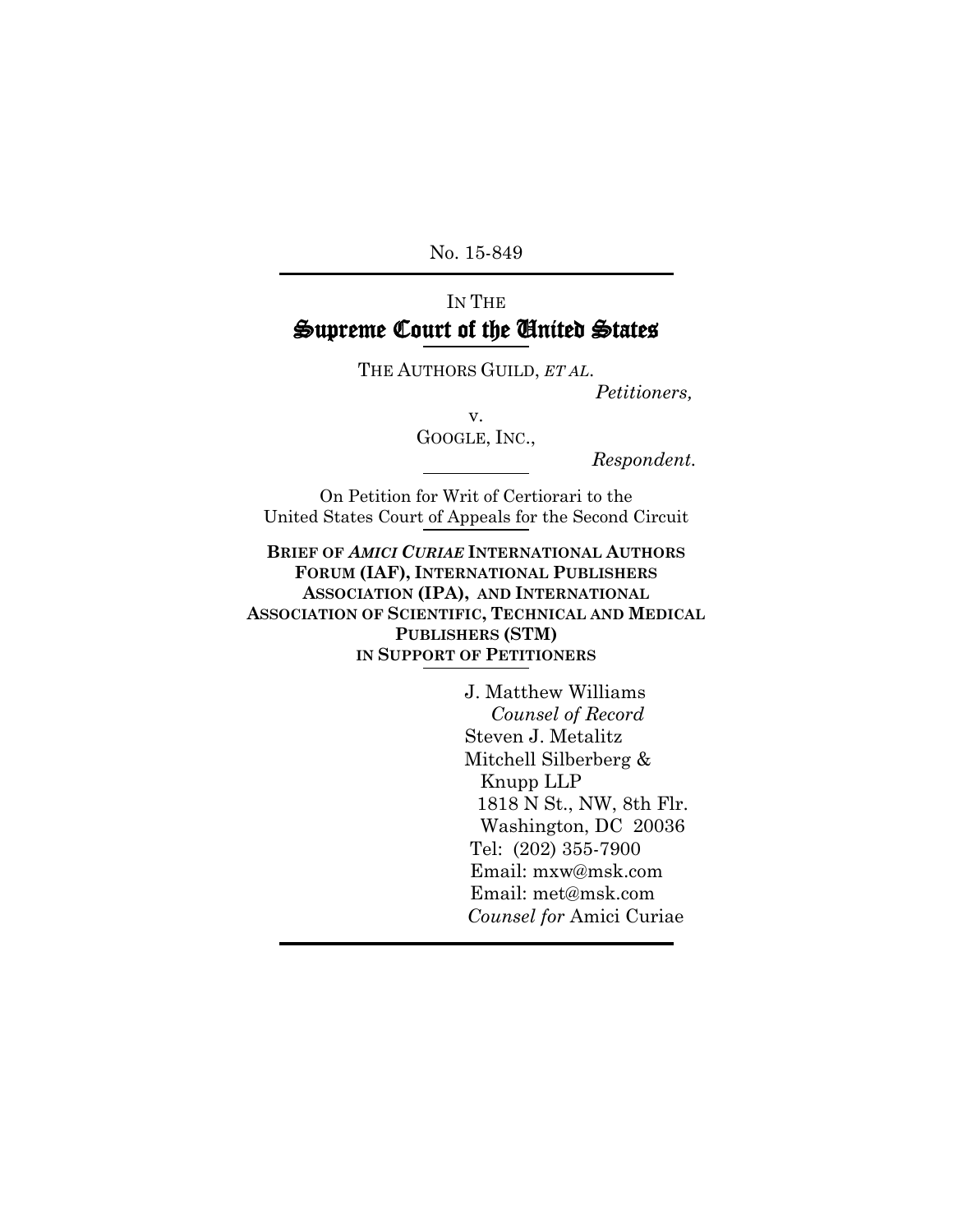No. 15-849

IN THE

# Supreme Court of the United States

THE AUTHORS GUILD, *ET AL*.

*Petitioners,*

v.

GOOGLE, INC.,

*Respondent.*

On Petition for Writ of Certiorari to the United States Court of Appeals for the Second Circuit

**BRIEF OF *AMICI CURIAE* INTERNATIONAL AUTHORS FORUM (IAF), INTERNATIONAL PUBLISHERS ASSOCIATION (IPA), AND INTERNATIONAL ASSOCIATION OF SCIENTIFIC, TECHNICAL AND MEDICAL PUBLISHERS (STM) IN SUPPORT OF PETITIONERS**

J. Matthew Williams
*Counsel of Record*
Steven J. Metalitz
Mitchell Silberberg & Knupp LLP
1818 N St., NW, 8th Flr.
Washington, DC 20036
Tel: (202) 355-7900
Email: mxw@msk.com
Email: met@msk.com
*Counsel for* Amici Curiae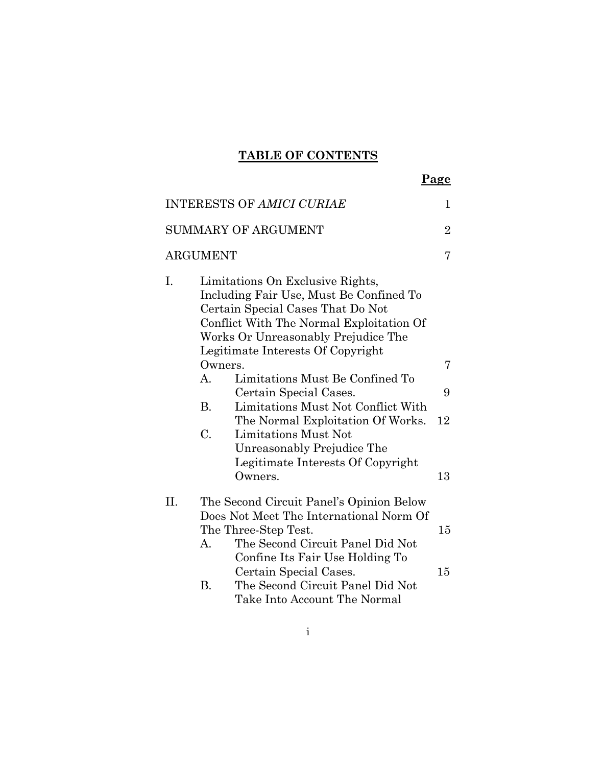**TABLE OF CONTENTS**

| | Page |
|---|---|
| INTERESTS OF *AMICI CURIAE* | 1 |
| SUMMARY OF ARGUMENT | 2 |
| ARGUMENT | 7 |
| I. Limitations On Exclusive Rights, Including Fair Use, Must Be Confined To Certain Special Cases That Do Not Conflict With The Normal Exploitation Of Works Or Unreasonably Prejudice The Legitimate Interests Of Copyright Owners. | 7 |
| A. Limitations Must Be Confined To Certain Special Cases. | 9 |
| B. Limitations Must Not Conflict With The Normal Exploitation Of Works. | 12 |
| C. Limitations Must Not Unreasonably Prejudice The Legitimate Interests Of Copyright Owners. | 13 |
| II. The Second Circuit Panel's Opinion Below Does Not Meet The International Norm Of The Three-Step Test. | 15 |
| A. The Second Circuit Panel Did Not Confine Its Fair Use Holding To Certain Special Cases. | 15 |
| B. The Second Circuit Panel Did Not Take Into Account The Normal | |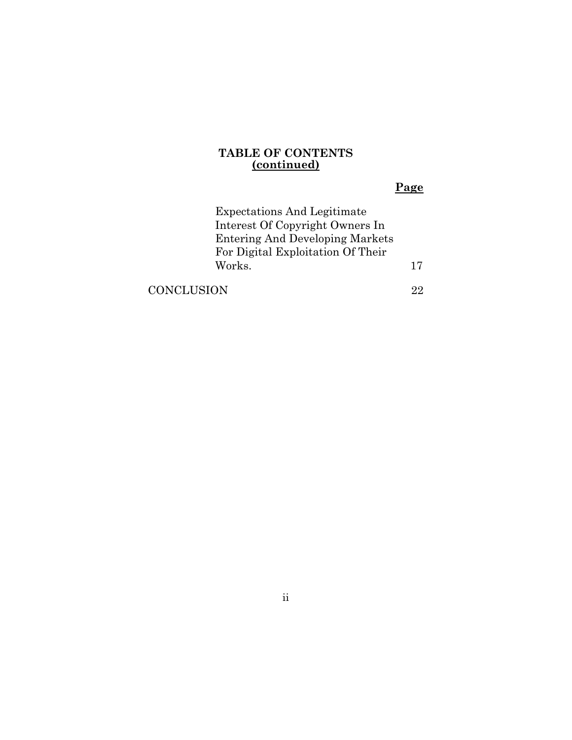**TABLE OF CONTENTS**
**(continued)**

| | **Page** |
|---|---|
| Expectations And Legitimate Interest Of Copyright Owners In Entering And Developing Markets For Digital Exploitation Of Their Works. | 17 |
| CONCLUSION | 22 |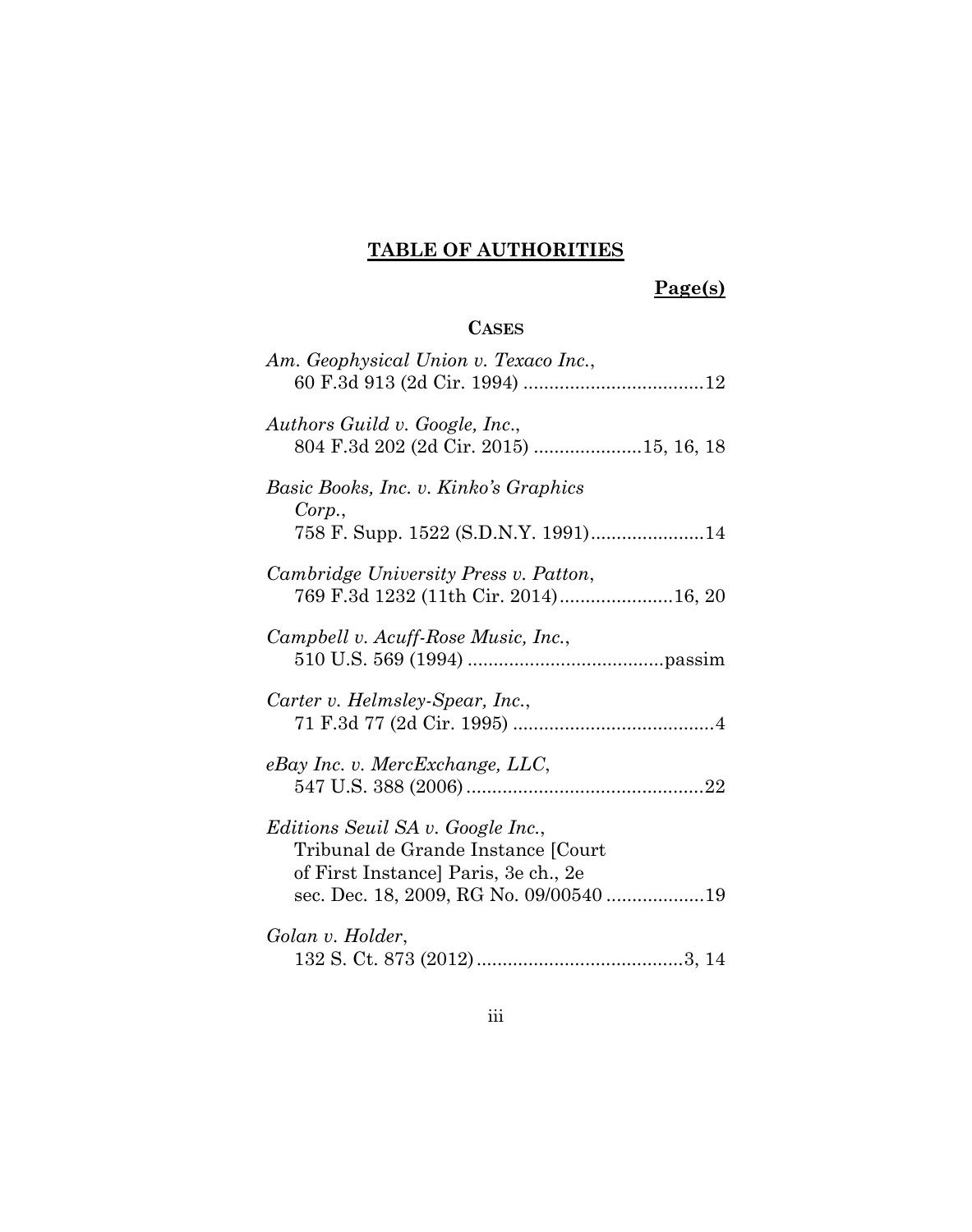## TABLE OF AUTHORITIES

**Page(s)**

### CASES

*Am. Geophysical Union v. Texaco Inc.*,
60 F.3d 913 (2d Cir. 1994) ....................................12

*Authors Guild v. Google, Inc.*,
804 F.3d 202 (2d Cir. 2015) .....................15, 16, 18

*Basic Books, Inc. v. Kinko's Graphics Corp.*,
758 F. Supp. 1522 (S.D.N.Y. 1991)......................14

*Cambridge University Press v. Patton*,
769 F.3d 1232 (11th Cir. 2014)......................16, 20

*Campbell v. Acuff-Rose Music, Inc.*,
510 U.S. 569 (1994) ......................................passim

*Carter v. Helmsley-Spear, Inc.*,
71 F.3d 77 (2d Cir. 1995) ........................................4

*eBay Inc. v. MercExchange, LLC*,
547 U.S. 388 (2006)..............................................22

*Editions Seuil SA v. Google Inc.*,
Tribunal de Grande Instance [Court of First Instance] Paris, 3e ch., 2e sec. Dec. 18, 2009, RG No. 09/00540 ...................19

*Golan v. Holder*,
132 S. Ct. 873 (2012)........................................3, 14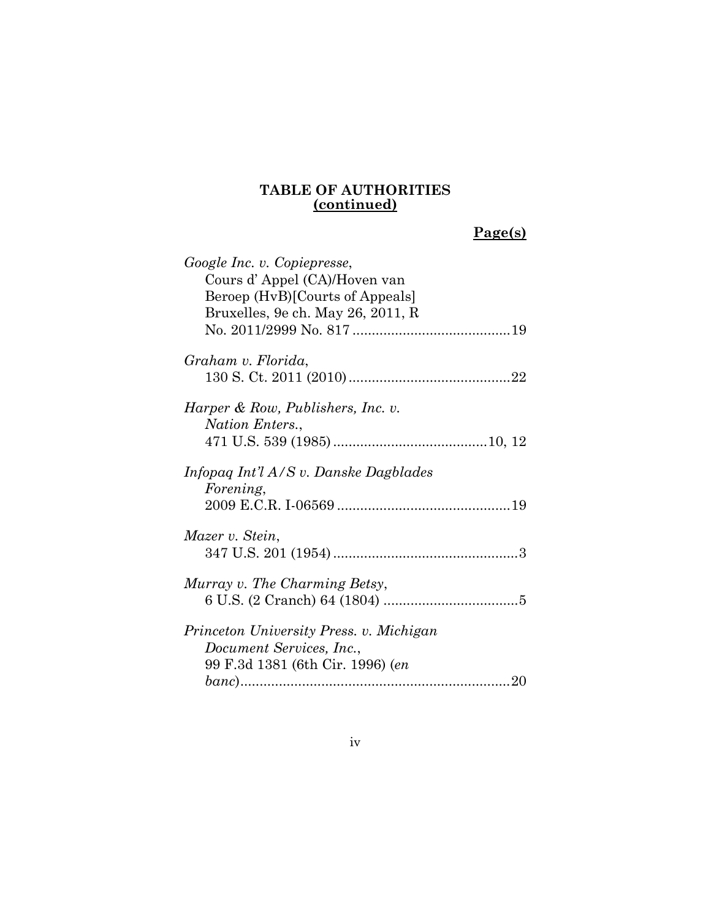**TABLE OF AUTHORITIES**
**(continued)**

**Page(s)**

*Google Inc. v. Copiepresse*,
Cours d' Appel (CA)/Hoven van Beroep (HvB)[Courts of Appeals] Bruxelles, 9e ch. May 26, 2011, R No. 2011/2999 No. 817 .........................................19

*Graham v. Florida*,
130 S. Ct. 2011 (2010) ..........................................22

*Harper & Row, Publishers, Inc. v. Nation Enters.*,
471 U.S. 539 (1985) ........................................10, 12

*Infopaq Int'l A/S v. Danske Dagblades Forening*,
2009 E.C.R. I-06569 .............................................19

*Mazer v. Stein*,
347 U.S. 201 (1954) ................................................3

*Murray v. The Charming Betsy*,
6 U.S. (2 Cranch) 64 (1804) ...................................5

*Princeton University Press. v. Michigan Document Services, Inc.*,
99 F.3d 1381 (6th Cir. 1996) (*en banc*).....................................................................20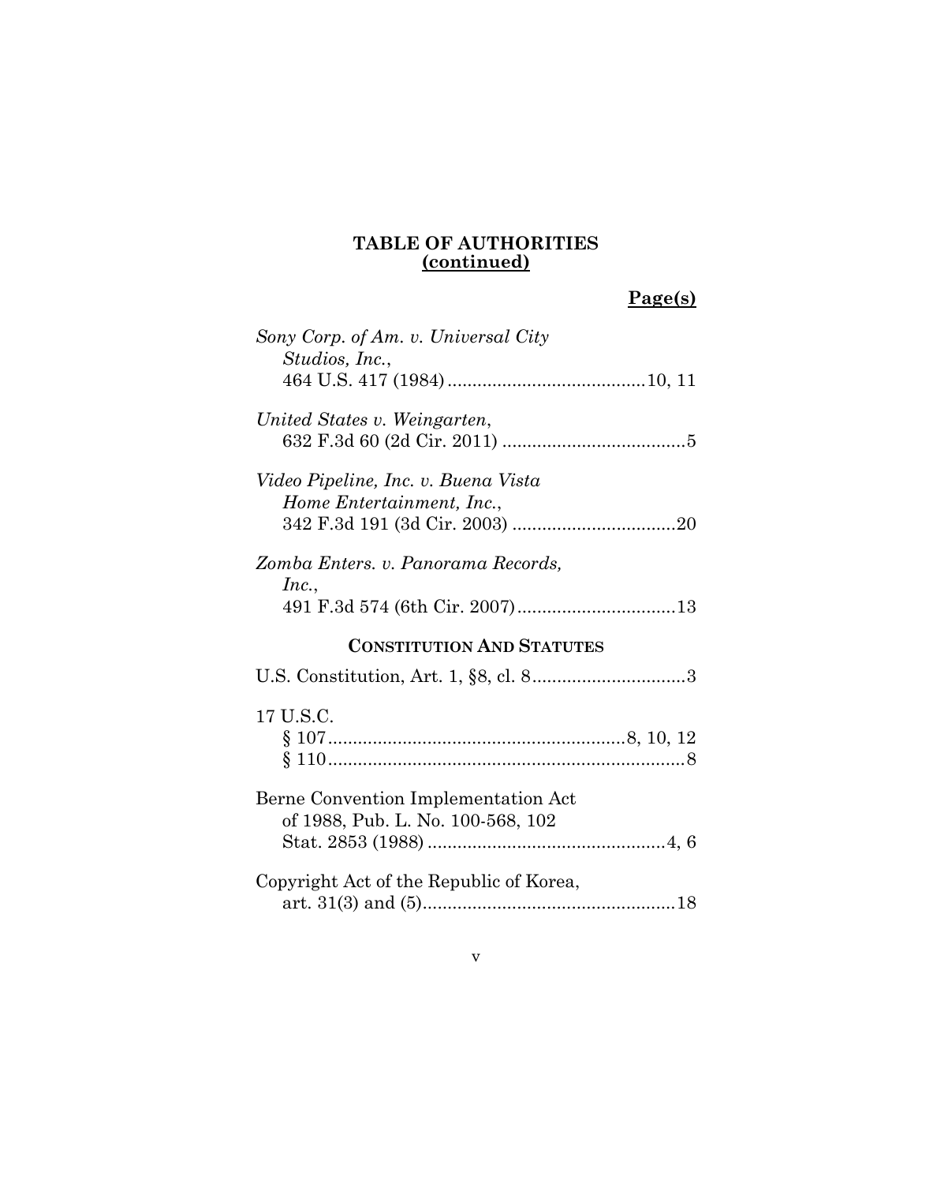**TABLE OF AUTHORITIES**
**(continued)**

**Page(s)**

*Sony Corp. of Am. v. Universal City Studios, Inc.*,
464 U.S. 417 (1984) ........................................ 10, 11

*United States v. Weingarten*,
632 F.3d 60 (2d Cir. 2011) ..................................... 5

*Video Pipeline, Inc. v. Buena Vista Home Entertainment, Inc.*,
342 F.3d 191 (3d Cir. 2003) ................................. 20

*Zomba Enters. v. Panorama Records, Inc.*,
491 F.3d 574 (6th Cir. 2007) ................................ 13

**CONSTITUTION AND STATUTES**

U.S. Constitution, Art. 1, §8, cl. 8 ............................... 3

17 U.S.C.
§ 107 ............................................................ 8, 10, 12
§ 110 ........................................................................ 8

Berne Convention Implementation Act of 1988, Pub. L. No. 100-568, 102 Stat. 2853 (1988) ................................................ 4, 6

Copyright Act of the Republic of Korea,
art. 31(3) and (5) ................................................... 18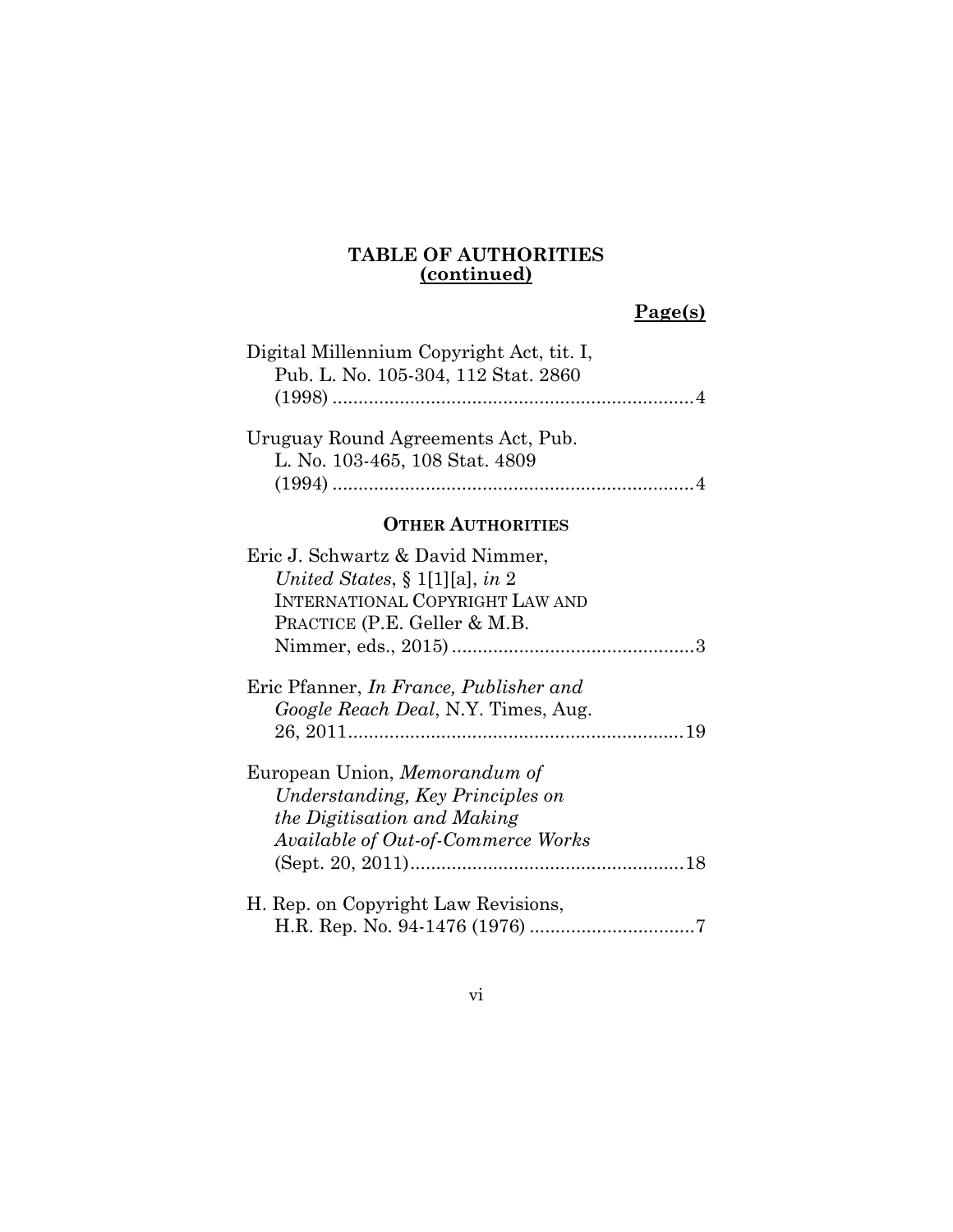**TABLE OF AUTHORITIES**
**(continued)**

**Page(s)**

Digital Millennium Copyright Act, tit. I, Pub. L. No. 105-304, 112 Stat. 2860 (1998) ......................................................................4

Uruguay Round Agreements Act, Pub. L. No. 103-465, 108 Stat. 4809 (1994) ......................................................................4

**OTHER AUTHORITIES**

Eric J. Schwartz & David Nimmer, *United States*, § 1[1][a], *in* 2 INTERNATIONAL COPYRIGHT LAW AND PRACTICE (P.E. Geller & M.B. Nimmer, eds., 2015)...............................................3

Eric Pfanner, *In France, Publisher and Google Reach Deal*, N.Y. Times, Aug. 26, 2011.................................................................19

European Union, *Memorandum of Understanding, Key Principles on the Digitisation and Making Available of Out-of-Commerce Works* (Sept. 20, 2011).....................................................18

H. Rep. on Copyright Law Revisions, H.R. Rep. No. 94-1476 (1976) ................................7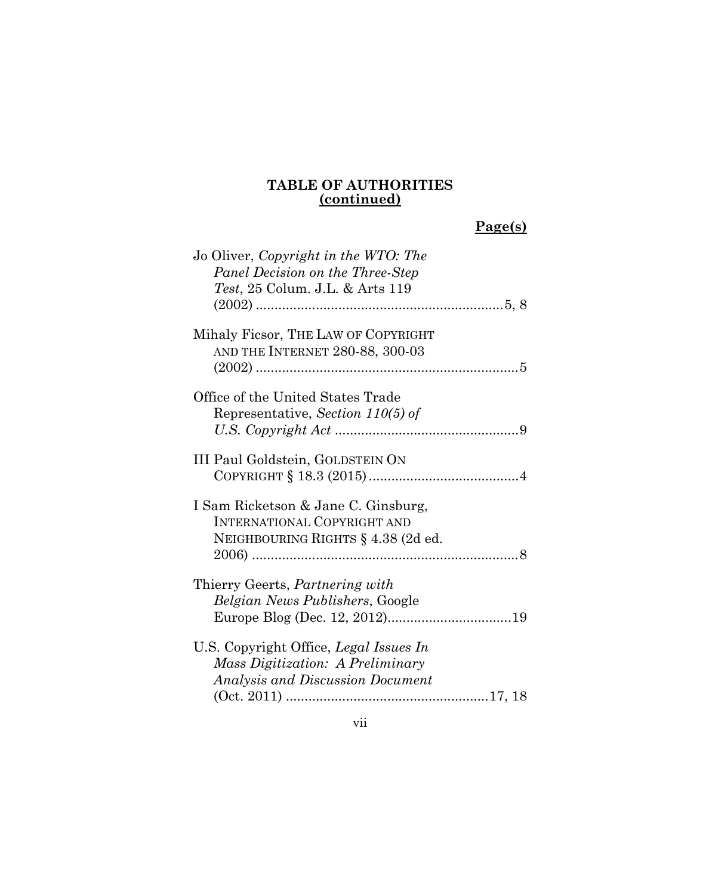**TABLE OF AUTHORITIES**
**(continued)**

**Page(s)**

Jo Oliver, *Copyright in the WTO: The Panel Decision on the Three-Step Test*, 25 Colum. J.L. & Arts 119 (2002) .......................................................... 5, 8

Mihaly Ficsor, THE LAW OF COPYRIGHT AND THE INTERNET 280-88, 300-03 (2002) .......................................................... 5

Office of the United States Trade Representative, *Section 110(5) of U.S. Copyright Act* .......................................................... 9

III Paul Goldstein, GOLDSTEIN ON COPYRIGHT § 18.3 (2015) .......................................................... 4

I Sam Ricketson & Jane C. Ginsburg, INTERNATIONAL COPYRIGHT AND NEIGHBOURING RIGHTS § 4.38 (2d ed. 2006) .......................................................... 8

Thierry Geerts, *Partnering with Belgian News Publishers*, Google Europe Blog (Dec. 12, 2012) .......................................................... 19

U.S. Copyright Office, *Legal Issues In Mass Digitization: A Preliminary Analysis and Discussion Document* (Oct. 2011) .......................................................... 17, 18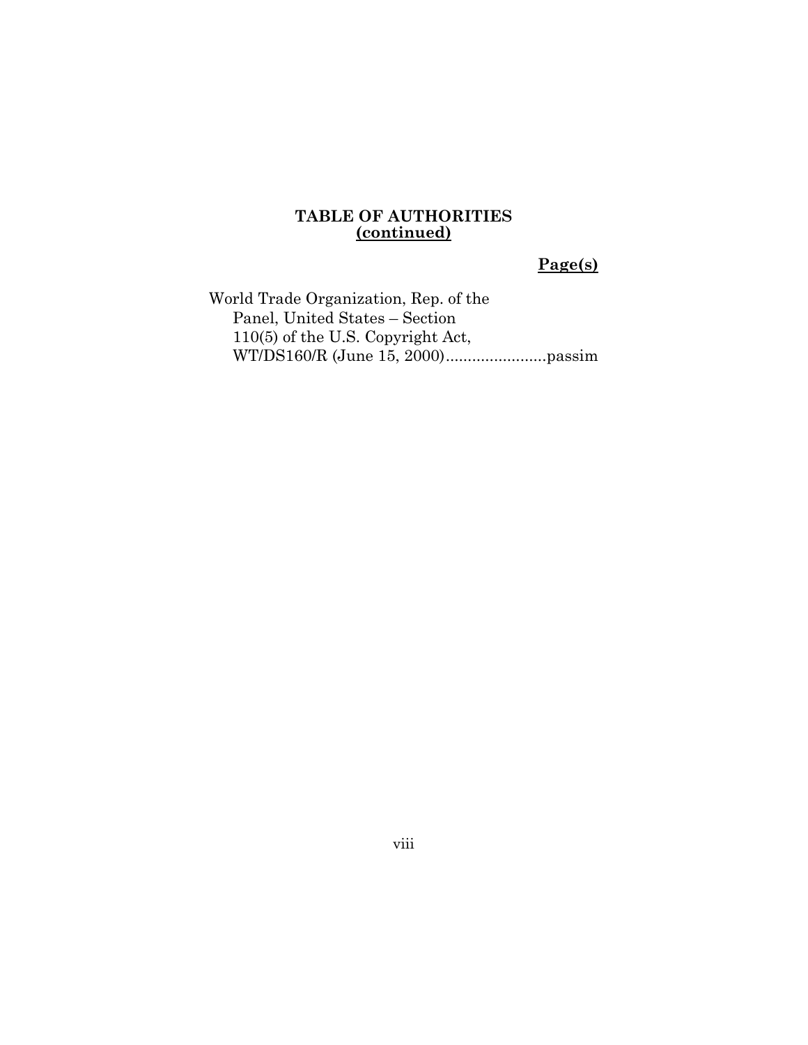**TABLE OF AUTHORITIES**
**(continued)**

**Page(s)**

World Trade Organization, Rep. of the Panel, United States – Section 110(5) of the U.S. Copyright Act, WT/DS160/R (June 15, 2000).......................passim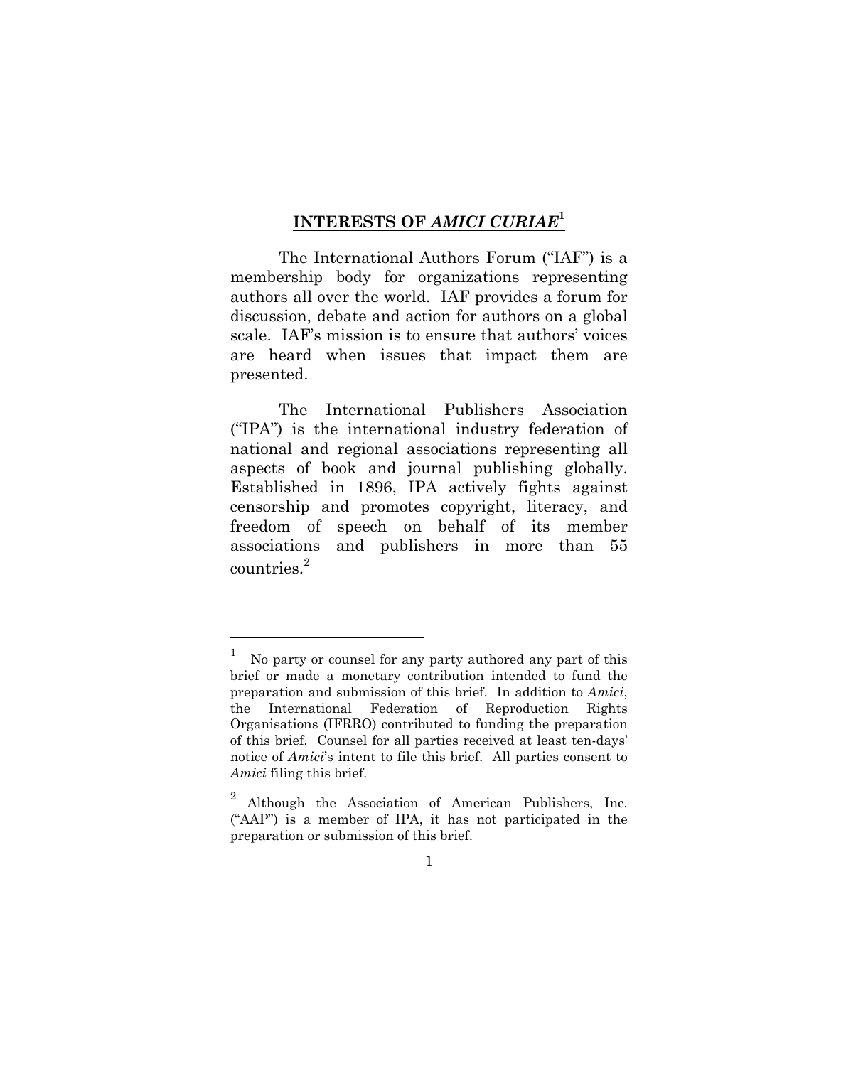## INTERESTS OF *AMICI CURIAE*[1]

The International Authors Forum ("IAF") is a membership body for organizations representing authors all over the world. IAF provides a forum for discussion, debate and action for authors on a global scale. IAF's mission is to ensure that authors' voices are heard when issues that impact them are presented.

The International Publishers Association ("IPA") is the international industry federation of national and regional associations representing all aspects of book and journal publishing globally. Established in 1896, IPA actively fights against censorship and promotes copyright, literacy, and freedom of speech on behalf of its member associations and publishers in more than 55 countries.[2]

---

[1] No party or counsel for any party authored any part of this brief or made a monetary contribution intended to fund the preparation and submission of this brief. In addition to *Amici*, the International Federation of Reproduction Rights Organisations (IFRRO) contributed to funding the preparation of this brief. Counsel for all parties received at least ten-days' notice of *Amici*'s intent to file this brief. All parties consent to *Amici* filing this brief.

[2] Although the Association of American Publishers, Inc. ("AAP") is a member of IPA, it has not participated in the preparation or submission of this brief.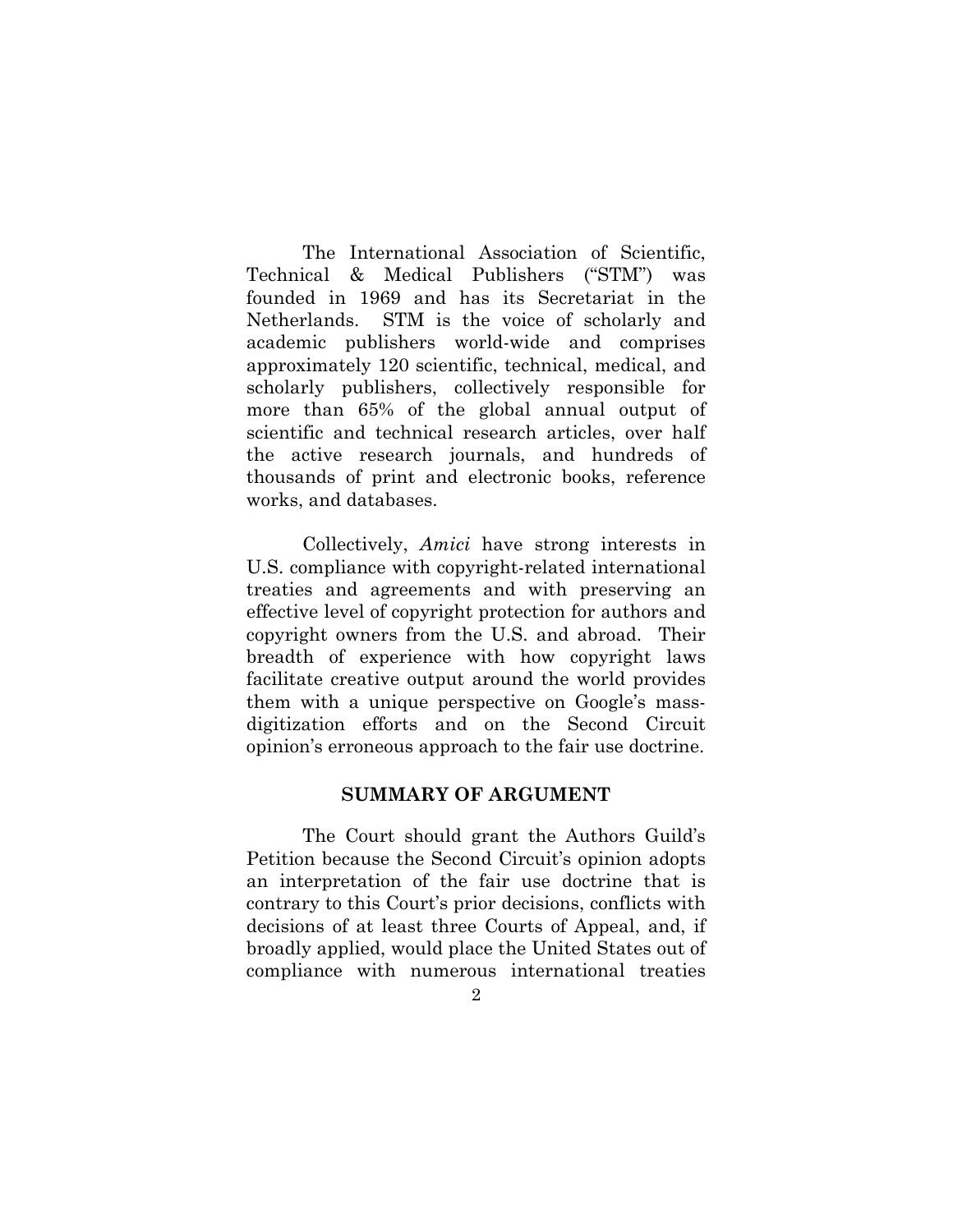The International Association of Scientific, Technical & Medical Publishers ("STM") was founded in 1969 and has its Secretariat in the Netherlands. STM is the voice of scholarly and academic publishers world-wide and comprises approximately 120 scientific, technical, medical, and scholarly publishers, collectively responsible for more than 65% of the global annual output of scientific and technical research articles, over half the active research journals, and hundreds of thousands of print and electronic books, reference works, and databases.

Collectively, *Amici* have strong interests in U.S. compliance with copyright-related international treaties and agreements and with preserving an effective level of copyright protection for authors and copyright owners from the U.S. and abroad. Their breadth of experience with how copyright laws facilitate creative output around the world provides them with a unique perspective on Google's mass-digitization efforts and on the Second Circuit opinion's erroneous approach to the fair use doctrine.

## SUMMARY OF ARGUMENT

The Court should grant the Authors Guild's Petition because the Second Circuit's opinion adopts an interpretation of the fair use doctrine that is contrary to this Court's prior decisions, conflicts with decisions of at least three Courts of Appeal, and, if broadly applied, would place the United States out of compliance with numerous international treaties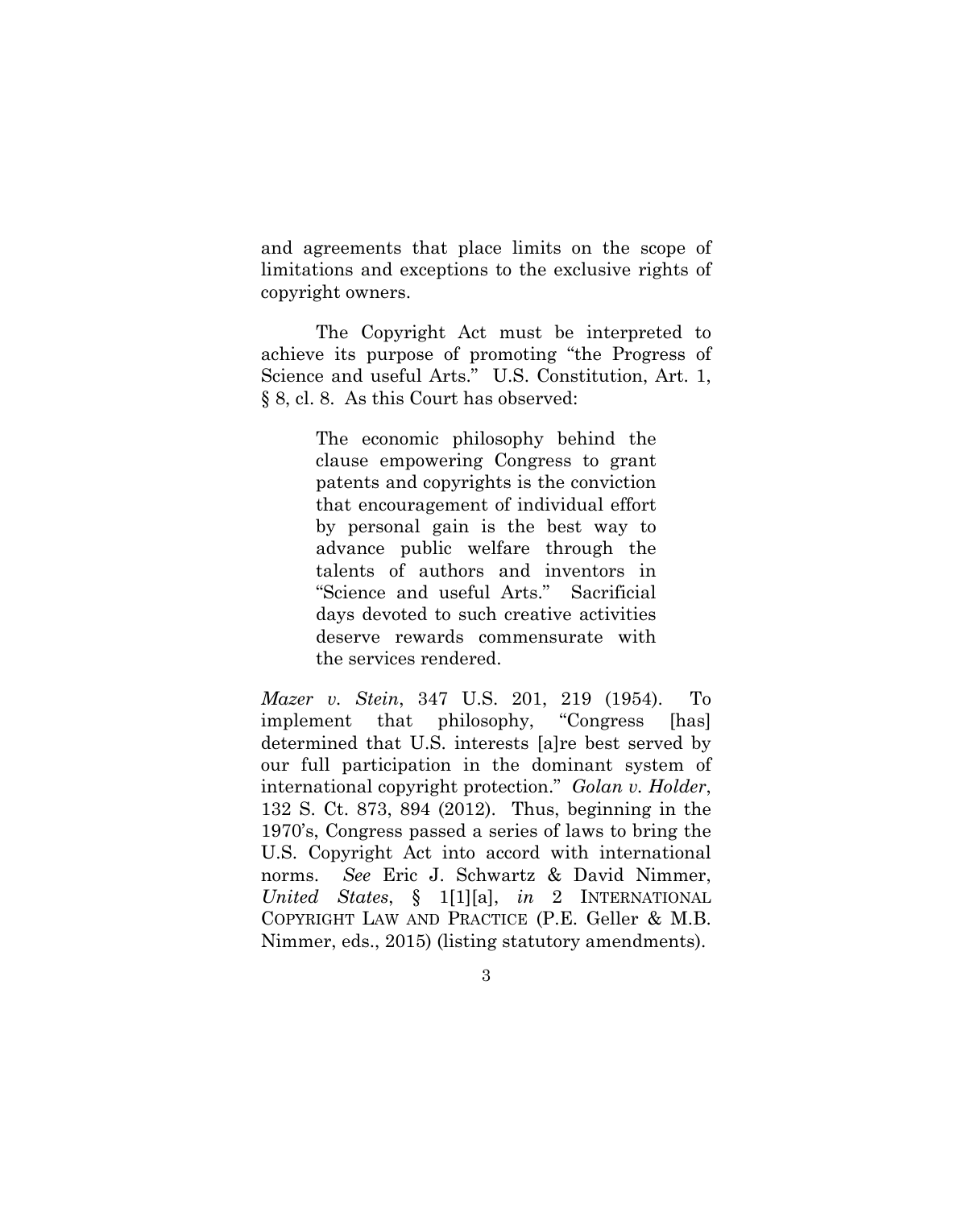and agreements that place limits on the scope of limitations and exceptions to the exclusive rights of copyright owners.

The Copyright Act must be interpreted to achieve its purpose of promoting "the Progress of Science and useful Arts." U.S. Constitution, Art. 1, § 8, cl. 8. As this Court has observed:

> The economic philosophy behind the clause empowering Congress to grant patents and copyrights is the conviction that encouragement of individual effort by personal gain is the best way to advance public welfare through the talents of authors and inventors in "Science and useful Arts." Sacrificial days devoted to such creative activities deserve rewards commensurate with the services rendered.

*Mazer v. Stein*, 347 U.S. 201, 219 (1954). To implement that philosophy, "Congress [has] determined that U.S. interests [a]re best served by our full participation in the dominant system of international copyright protection." *Golan v. Holder*, 132 S. Ct. 873, 894 (2012). Thus, beginning in the 1970's, Congress passed a series of laws to bring the U.S. Copyright Act into accord with international norms. *See* Eric J. Schwartz & David Nimmer, *United States*, § 1[1][a], *in* 2 INTERNATIONAL COPYRIGHT LAW AND PRACTICE (P.E. Geller & M.B. Nimmer, eds., 2015) (listing statutory amendments).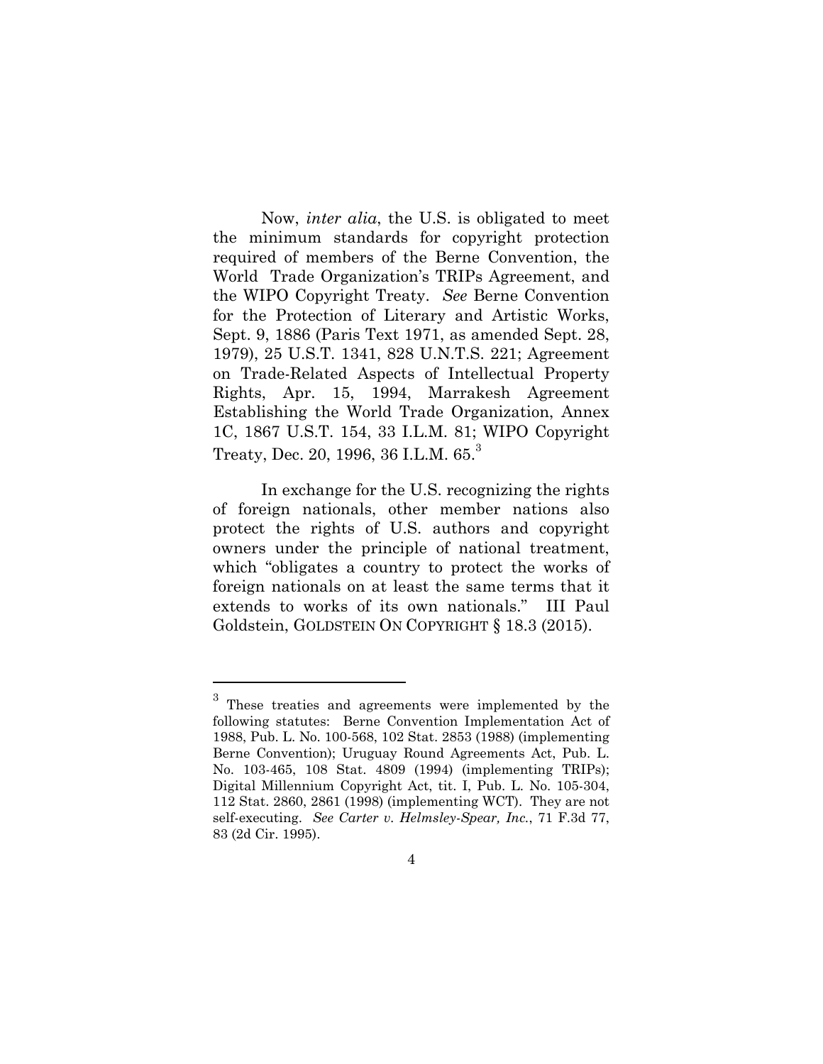Now, *inter alia*, the U.S. is obligated to meet the minimum standards for copyright protection required of members of the Berne Convention, the World Trade Organization's TRIPs Agreement, and the WIPO Copyright Treaty. *See* Berne Convention for the Protection of Literary and Artistic Works, Sept. 9, 1886 (Paris Text 1971, as amended Sept. 28, 1979), 25 U.S.T. 1341, 828 U.N.T.S. 221; Agreement on Trade-Related Aspects of Intellectual Property Rights, Apr. 15, 1994, Marrakesh Agreement Establishing the World Trade Organization, Annex 1C, 1867 U.S.T. 154, 33 I.L.M. 81; WIPO Copyright Treaty, Dec. 20, 1996, 36 I.L.M. 65.[3]

In exchange for the U.S. recognizing the rights of foreign nationals, other member nations also protect the rights of U.S. authors and copyright owners under the principle of national treatment, which "obligates a country to protect the works of foreign nationals on at least the same terms that it extends to works of its own nationals." III Paul Goldstein, GOLDSTEIN ON COPYRIGHT § 18.3 (2015).

---

[3] These treaties and agreements were implemented by the following statutes: Berne Convention Implementation Act of 1988, Pub. L. No. 100-568, 102 Stat. 2853 (1988) (implementing Berne Convention); Uruguay Round Agreements Act, Pub. L. No. 103-465, 108 Stat. 4809 (1994) (implementing TRIPs); Digital Millennium Copyright Act, tit. I, Pub. L. No. 105-304, 112 Stat. 2860, 2861 (1998) (implementing WCT). They are not self-executing. *See Carter v. Helmsley-Spear, Inc.*, 71 F.3d 77, 83 (2d Cir. 1995).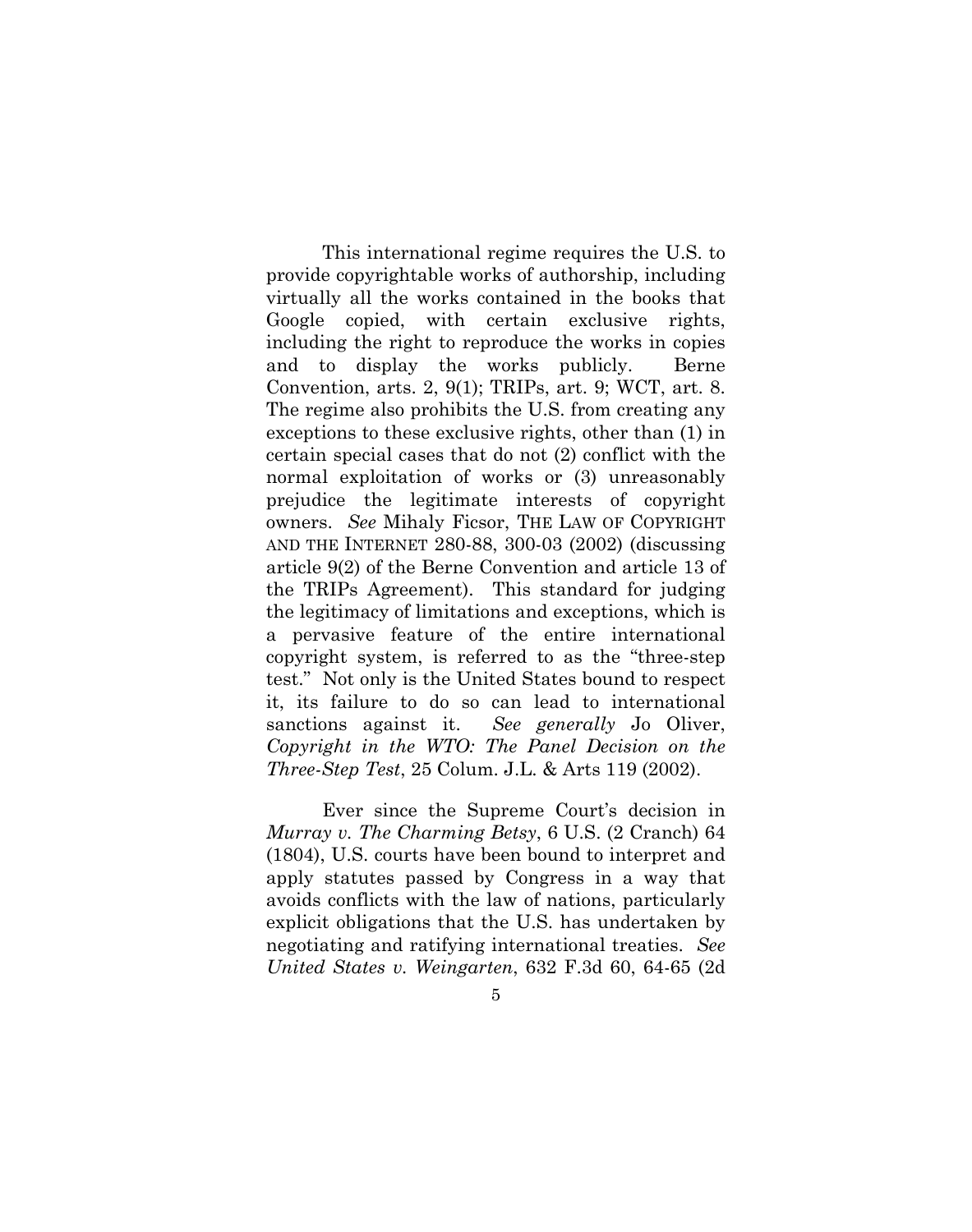This international regime requires the U.S. to provide copyrightable works of authorship, including virtually all the works contained in the books that Google copied, with certain exclusive rights, including the right to reproduce the works in copies and to display the works publicly. Berne Convention, arts. 2, 9(1); TRIPs, art. 9; WCT, art. 8. The regime also prohibits the U.S. from creating any exceptions to these exclusive rights, other than (1) in certain special cases that do not (2) conflict with the normal exploitation of works or (3) unreasonably prejudice the legitimate interests of copyright owners. *See* Mihaly Ficsor, THE LAW OF COPYRIGHT AND THE INTERNET 280-88, 300-03 (2002) (discussing article 9(2) of the Berne Convention and article 13 of the TRIPs Agreement). This standard for judging the legitimacy of limitations and exceptions, which is a pervasive feature of the entire international copyright system, is referred to as the "three-step test." Not only is the United States bound to respect it, its failure to do so can lead to international sanctions against it. *See generally* Jo Oliver, *Copyright in the WTO: The Panel Decision on the Three-Step Test*, 25 Colum. J.L. & Arts 119 (2002).

Ever since the Supreme Court's decision in *Murray v. The Charming Betsy*, 6 U.S. (2 Cranch) 64 (1804), U.S. courts have been bound to interpret and apply statutes passed by Congress in a way that avoids conflicts with the law of nations, particularly explicit obligations that the U.S. has undertaken by negotiating and ratifying international treaties. *See United States v. Weingarten*, 632 F.3d 60, 64-65 (2d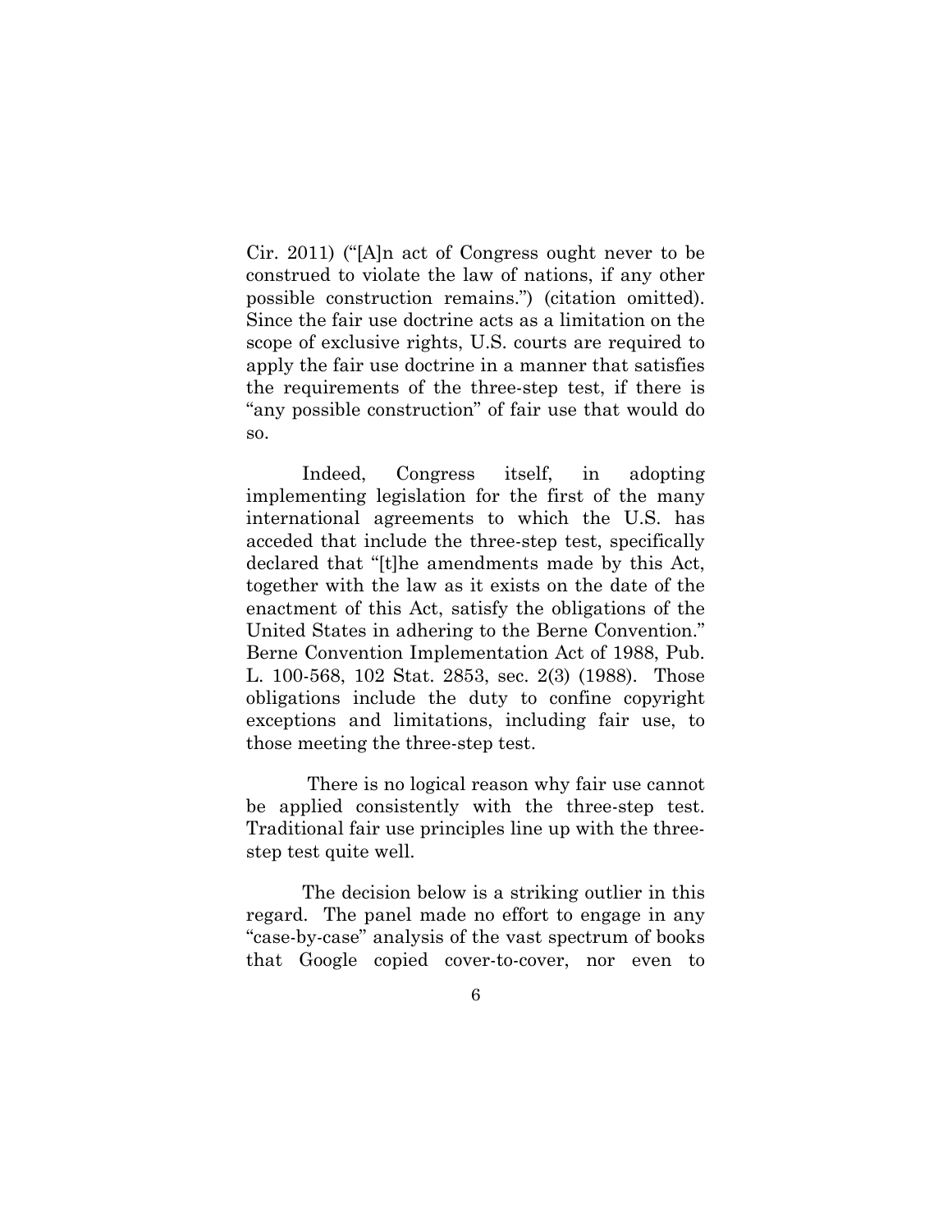Cir. 2011) ("[A]n act of Congress ought never to be construed to violate the law of nations, if any other possible construction remains.") (citation omitted). Since the fair use doctrine acts as a limitation on the scope of exclusive rights, U.S. courts are required to apply the fair use doctrine in a manner that satisfies the requirements of the three-step test, if there is "any possible construction" of fair use that would do so.

Indeed, Congress itself, in adopting implementing legislation for the first of the many international agreements to which the U.S. has acceded that include the three-step test, specifically declared that "[t]he amendments made by this Act, together with the law as it exists on the date of the enactment of this Act, satisfy the obligations of the United States in adhering to the Berne Convention." Berne Convention Implementation Act of 1988, Pub. L. 100-568, 102 Stat. 2853, sec. 2(3) (1988). Those obligations include the duty to confine copyright exceptions and limitations, including fair use, to those meeting the three-step test.

There is no logical reason why fair use cannot be applied consistently with the three-step test. Traditional fair use principles line up with the three-step test quite well.

The decision below is a striking outlier in this regard. The panel made no effort to engage in any "case-by-case" analysis of the vast spectrum of books that Google copied cover-to-cover, nor even to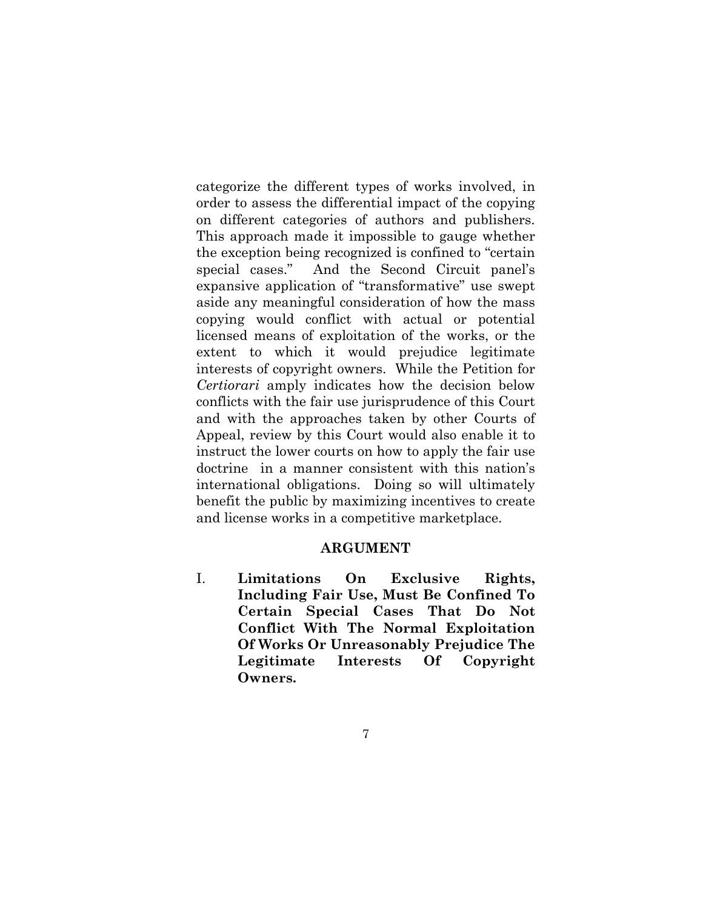categorize the different types of works involved, in order to assess the differential impact of the copying on different categories of authors and publishers. This approach made it impossible to gauge whether the exception being recognized is confined to "certain special cases." And the Second Circuit panel's expansive application of "transformative" use swept aside any meaningful consideration of how the mass copying would conflict with actual or potential licensed means of exploitation of the works, or the extent to which it would prejudice legitimate interests of copyright owners. While the Petition for *Certiorari* amply indicates how the decision below conflicts with the fair use jurisprudence of this Court and with the approaches taken by other Courts of Appeal, review by this Court would also enable it to instruct the lower courts on how to apply the fair use doctrine in a manner consistent with this nation's international obligations. Doing so will ultimately benefit the public by maximizing incentives to create and license works in a competitive marketplace.

## ARGUMENT

### I. Limitations On Exclusive Rights, Including Fair Use, Must Be Confined To Certain Special Cases That Do Not Conflict With The Normal Exploitation Of Works Or Unreasonably Prejudice The Legitimate Interests Of Copyright Owners.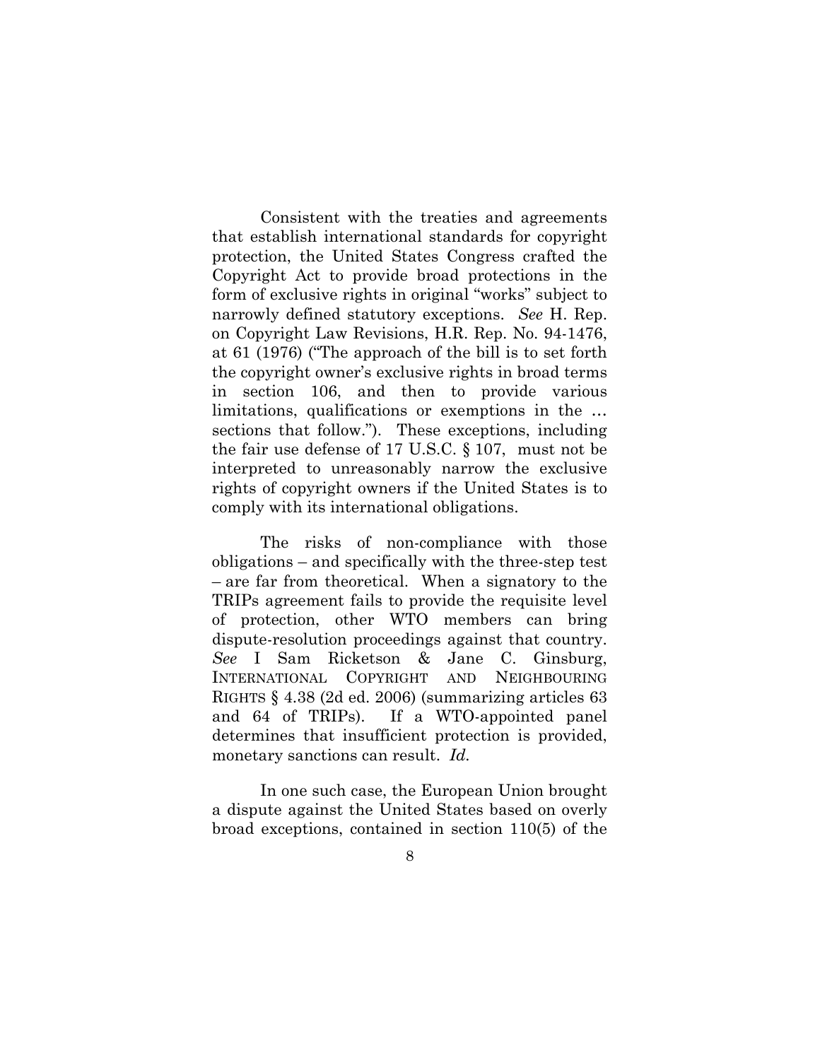Consistent with the treaties and agreements that establish international standards for copyright protection, the United States Congress crafted the Copyright Act to provide broad protections in the form of exclusive rights in original "works" subject to narrowly defined statutory exceptions. *See* H. Rep. on Copyright Law Revisions, H.R. Rep. No. 94-1476, at 61 (1976) ("The approach of the bill is to set forth the copyright owner's exclusive rights in broad terms in section 106, and then to provide various limitations, qualifications or exemptions in the … sections that follow."). These exceptions, including the fair use defense of 17 U.S.C. § 107, must not be interpreted to unreasonably narrow the exclusive rights of copyright owners if the United States is to comply with its international obligations.

The risks of non-compliance with those obligations – and specifically with the three-step test – are far from theoretical. When a signatory to the TRIPs agreement fails to provide the requisite level of protection, other WTO members can bring dispute-resolution proceedings against that country. *See* I Sam Ricketson & Jane C. Ginsburg, INTERNATIONAL COPYRIGHT AND NEIGHBOURING RIGHTS § 4.38 (2d ed. 2006) (summarizing articles 63 and 64 of TRIPs). If a WTO-appointed panel determines that insufficient protection is provided, monetary sanctions can result. *Id.*

In one such case, the European Union brought a dispute against the United States based on overly broad exceptions, contained in section 110(5) of the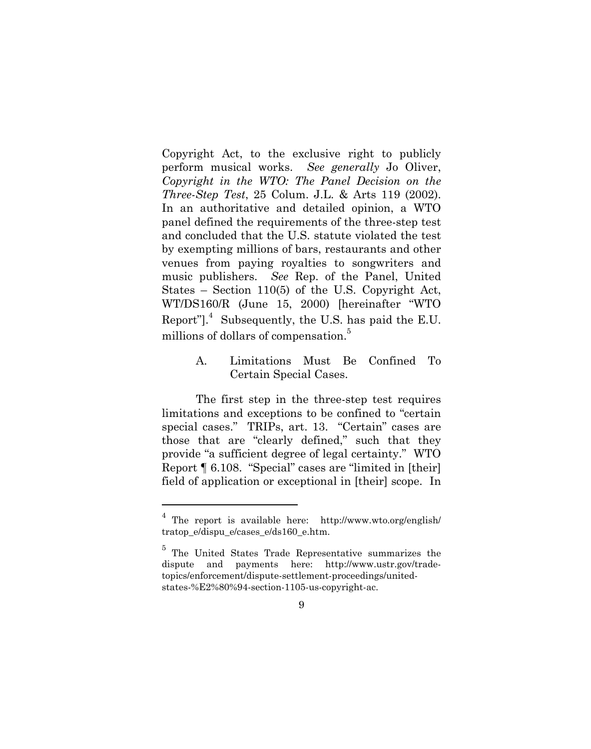Copyright Act, to the exclusive right to publicly perform musical works. *See generally* Jo Oliver, *Copyright in the WTO: The Panel Decision on the Three-Step Test*, 25 Colum. J.L. & Arts 119 (2002). In an authoritative and detailed opinion, a WTO panel defined the requirements of the three-step test and concluded that the U.S. statute violated the test by exempting millions of bars, restaurants and other venues from paying royalties to songwriters and music publishers. *See* Rep. of the Panel, United States – Section 110(5) of the U.S. Copyright Act, WT/DS160/R (June 15, 2000) [hereinafter "WTO Report"].[4] Subsequently, the U.S. has paid the E.U. millions of dollars of compensation.[5]

### A. Limitations Must Be Confined To Certain Special Cases.

The first step in the three-step test requires limitations and exceptions to be confined to "certain special cases." TRIPs, art. 13. "Certain" cases are those that are "clearly defined," such that they provide "a sufficient degree of legal certainty." WTO Report ¶ 6.108. "Special" cases are "limited in [their] field of application or exceptional in [their] scope. In

---

[4] The report is available here: http://www.wto.org/english/tratop_e/dispu_e/cases_e/ds160_e.htm.

[5] The United States Trade Representative summarizes the dispute and payments here: http://www.ustr.gov/trade-topics/enforcement/dispute-settlement-proceedings/united-states-%E2%80%94-section-1105-us-copyright-ac.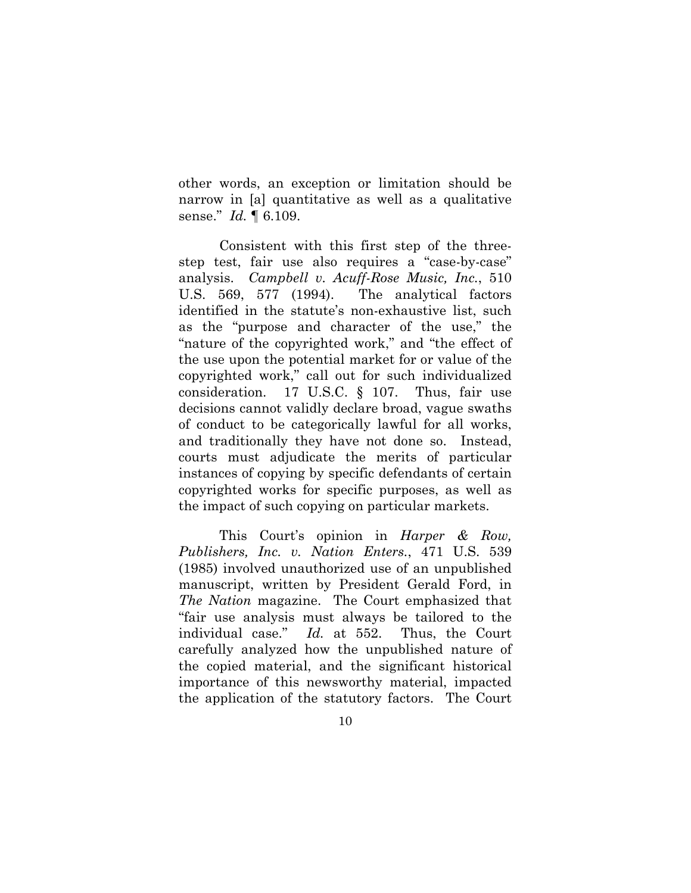other words, an exception or limitation should be narrow in [a] quantitative as well as a qualitative sense." *Id.* ¶ 6.109.

Consistent with this first step of the three-step test, fair use also requires a "case-by-case" analysis. *Campbell v. Acuff-Rose Music, Inc.*, 510 U.S. 569, 577 (1994). The analytical factors identified in the statute's non-exhaustive list, such as the "purpose and character of the use," the "nature of the copyrighted work," and "the effect of the use upon the potential market for or value of the copyrighted work," call out for such individualized consideration. 17 U.S.C. § 107. Thus, fair use decisions cannot validly declare broad, vague swaths of conduct to be categorically lawful for all works, and traditionally they have not done so. Instead, courts must adjudicate the merits of particular instances of copying by specific defendants of certain copyrighted works for specific purposes, as well as the impact of such copying on particular markets.

This Court's opinion in *Harper & Row, Publishers, Inc. v. Nation Enters.*, 471 U.S. 539 (1985) involved unauthorized use of an unpublished manuscript, written by President Gerald Ford, in *The Nation* magazine. The Court emphasized that "fair use analysis must always be tailored to the individual case." *Id.* at 552. Thus, the Court carefully analyzed how the unpublished nature of the copied material, and the significant historical importance of this newsworthy material, impacted the application of the statutory factors. The Court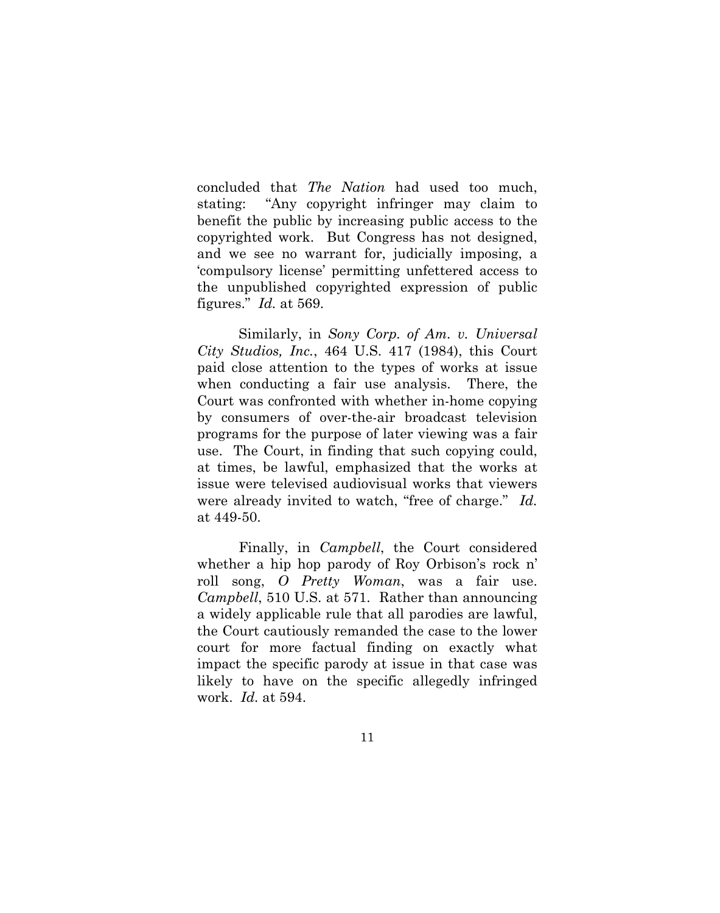concluded that *The Nation* had used too much, stating: "Any copyright infringer may claim to benefit the public by increasing public access to the copyrighted work. But Congress has not designed, and we see no warrant for, judicially imposing, a 'compulsory license' permitting unfettered access to the unpublished copyrighted expression of public figures." *Id.* at 569.

Similarly, in *Sony Corp. of Am. v. Universal City Studios, Inc.*, 464 U.S. 417 (1984), this Court paid close attention to the types of works at issue when conducting a fair use analysis. There, the Court was confronted with whether in-home copying by consumers of over-the-air broadcast television programs for the purpose of later viewing was a fair use. The Court, in finding that such copying could, at times, be lawful, emphasized that the works at issue were televised audiovisual works that viewers were already invited to watch, "free of charge." *Id.* at 449-50.

Finally, in *Campbell*, the Court considered whether a hip hop parody of Roy Orbison's rock n' roll song, *O Pretty Woman*, was a fair use. *Campbell*, 510 U.S. at 571. Rather than announcing a widely applicable rule that all parodies are lawful, the Court cautiously remanded the case to the lower court for more factual finding on exactly what impact the specific parody at issue in that case was likely to have on the specific allegedly infringed work. *Id.* at 594.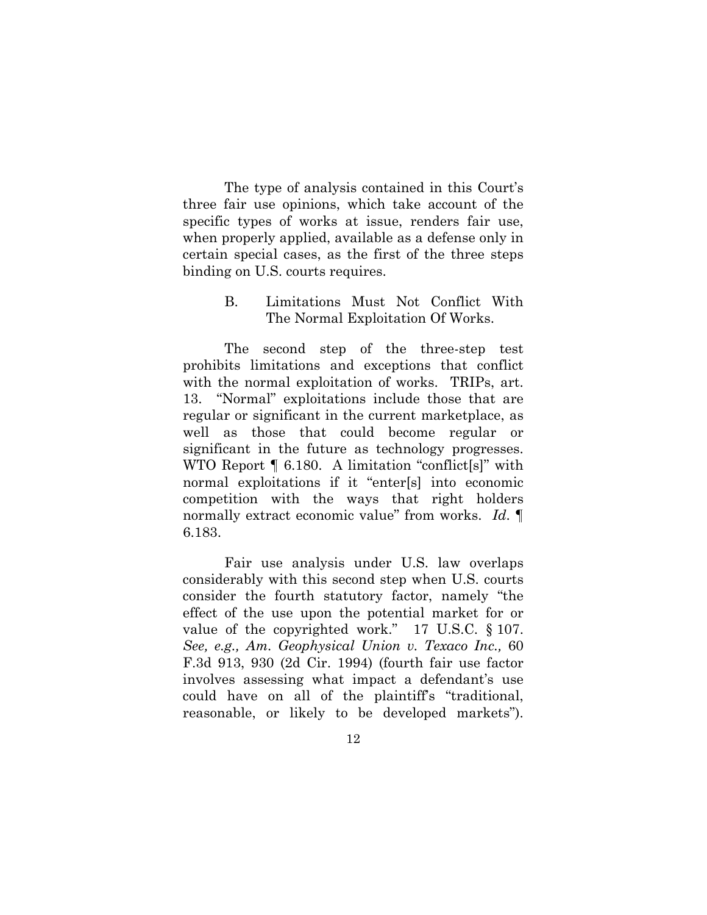The type of analysis contained in this Court's three fair use opinions, which take account of the specific types of works at issue, renders fair use, when properly applied, available as a defense only in certain special cases, as the first of the three steps binding on U.S. courts requires.

### B. Limitations Must Not Conflict With The Normal Exploitation Of Works.

The second step of the three-step test prohibits limitations and exceptions that conflict with the normal exploitation of works. TRIPs, art. 13. "Normal" exploitations include those that are regular or significant in the current marketplace, as well as those that could become regular or significant in the future as technology progresses. WTO Report ¶ 6.180. A limitation "conflict[s]" with normal exploitations if it "enter[s] into economic competition with the ways that right holders normally extract economic value" from works. *Id.* ¶ 6.183.

Fair use analysis under U.S. law overlaps considerably with this second step when U.S. courts consider the fourth statutory factor, namely "the effect of the use upon the potential market for or value of the copyrighted work." 17 U.S.C. § 107. *See, e.g., Am. Geophysical Union v. Texaco Inc.,* 60 F.3d 913, 930 (2d Cir. 1994) (fourth fair use factor involves assessing what impact a defendant's use could have on all of the plaintiff's "traditional, reasonable, or likely to be developed markets").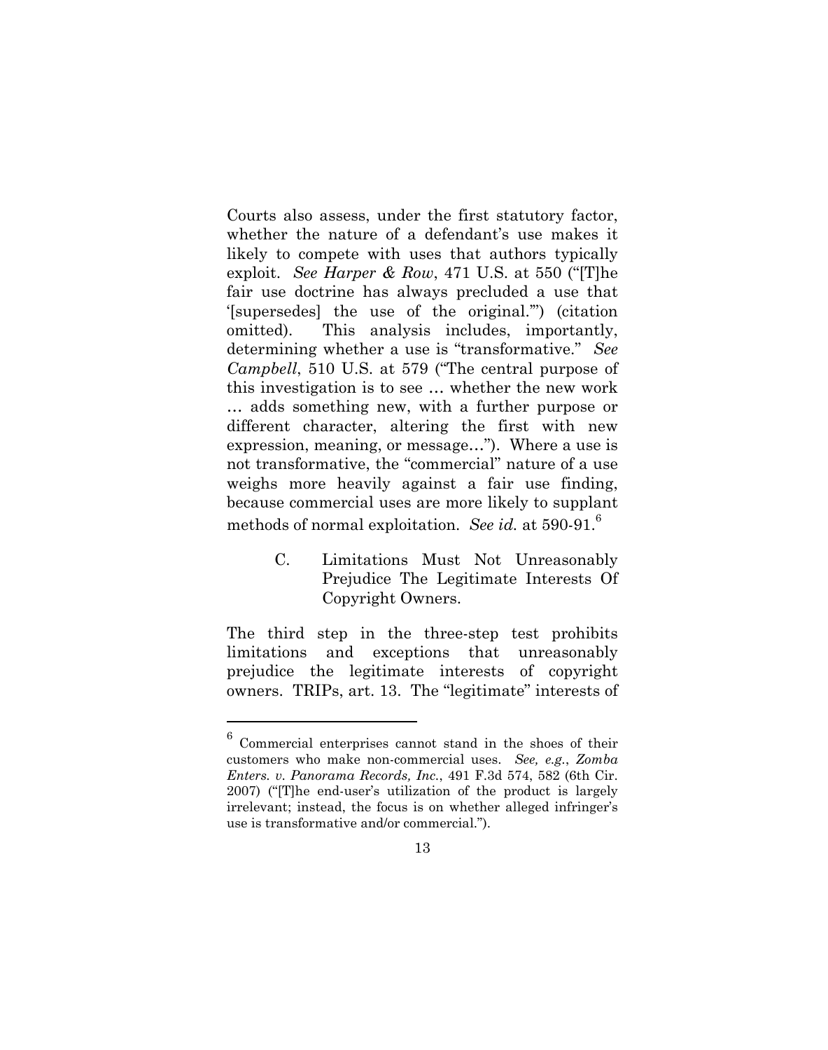Courts also assess, under the first statutory factor, whether the nature of a defendant's use makes it likely to compete with uses that authors typically exploit. *See Harper & Row*, 471 U.S. at 550 ("[T]he fair use doctrine has always precluded a use that '[supersedes] the use of the original.'") (citation omitted). This analysis includes, importantly, determining whether a use is "transformative." *See Campbell*, 510 U.S. at 579 ("The central purpose of this investigation is to see … whether the new work … adds something new, with a further purpose or different character, altering the first with new expression, meaning, or message…"). Where a use is not transformative, the "commercial" nature of a use weighs more heavily against a fair use finding, because commercial uses are more likely to supplant methods of normal exploitation. *See id.* at 590-91.[6]

### C. Limitations Must Not Unreasonably Prejudice The Legitimate Interests Of Copyright Owners.

The third step in the three-step test prohibits limitations and exceptions that unreasonably prejudice the legitimate interests of copyright owners. TRIPs, art. 13. The "legitimate" interests of

---

[6] Commercial enterprises cannot stand in the shoes of their customers who make non-commercial uses. *See, e.g.*, *Zomba Enters. v. Panorama Records, Inc.*, 491 F.3d 574, 582 (6th Cir. 2007) ("[T]he end-user's utilization of the product is largely irrelevant; instead, the focus is on whether alleged infringer's use is transformative and/or commercial.").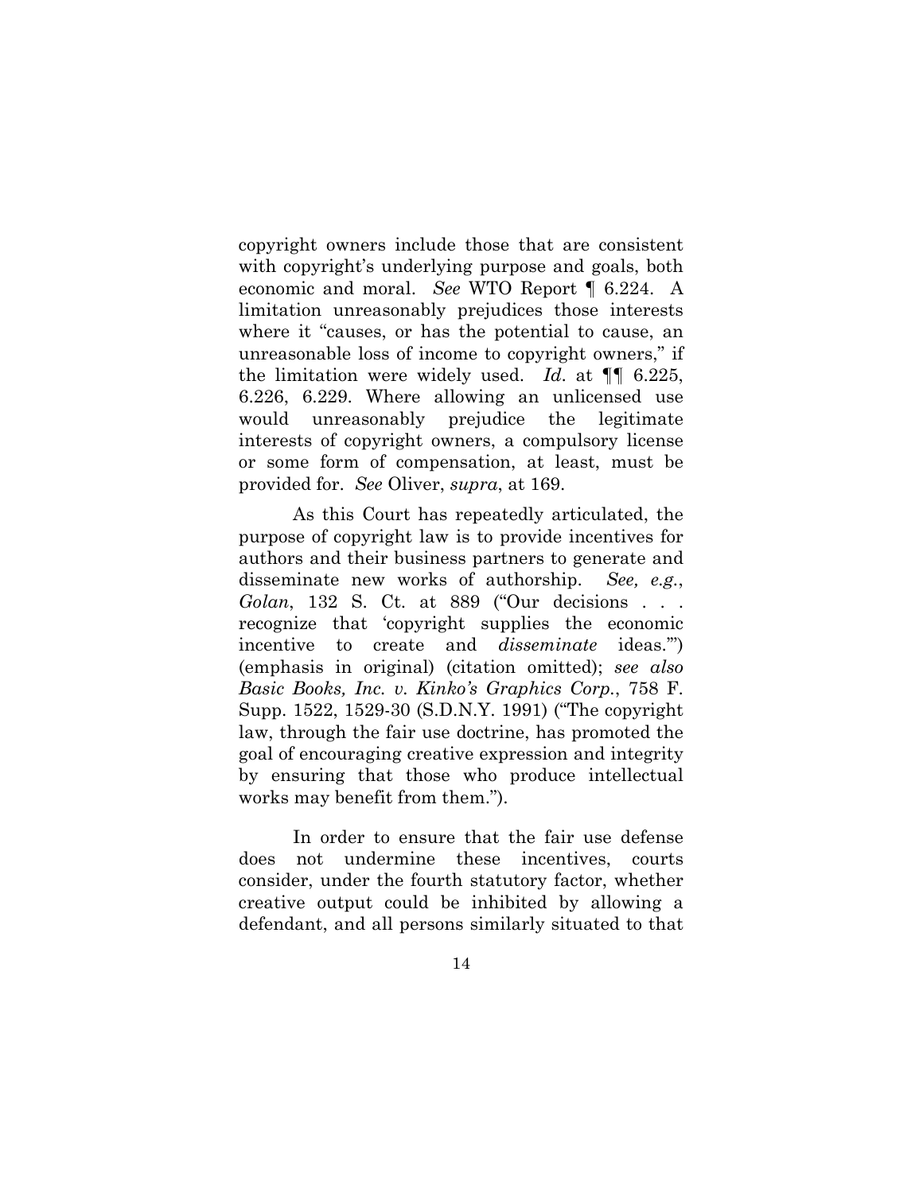copyright owners include those that are consistent with copyright's underlying purpose and goals, both economic and moral. *See* WTO Report ¶ 6.224. A limitation unreasonably prejudices those interests where it "causes, or has the potential to cause, an unreasonable loss of income to copyright owners," if the limitation were widely used. *Id.* at ¶¶ 6.225, 6.226, 6.229. Where allowing an unlicensed use would unreasonably prejudice the legitimate interests of copyright owners, a compulsory license or some form of compensation, at least, must be provided for. *See* Oliver, *supra*, at 169.

As this Court has repeatedly articulated, the purpose of copyright law is to provide incentives for authors and their business partners to generate and disseminate new works of authorship. *See, e.g.*, *Golan*, 132 S. Ct. at 889 ("Our decisions . . . recognize that 'copyright supplies the economic incentive to create and *disseminate* ideas.'") (emphasis in original) (citation omitted); *see also Basic Books, Inc. v. Kinko's Graphics Corp.*, 758 F. Supp. 1522, 1529-30 (S.D.N.Y. 1991) ("The copyright law, through the fair use doctrine, has promoted the goal of encouraging creative expression and integrity by ensuring that those who produce intellectual works may benefit from them.").

In order to ensure that the fair use defense does not undermine these incentives, courts consider, under the fourth statutory factor, whether creative output could be inhibited by allowing a defendant, and all persons similarly situated to that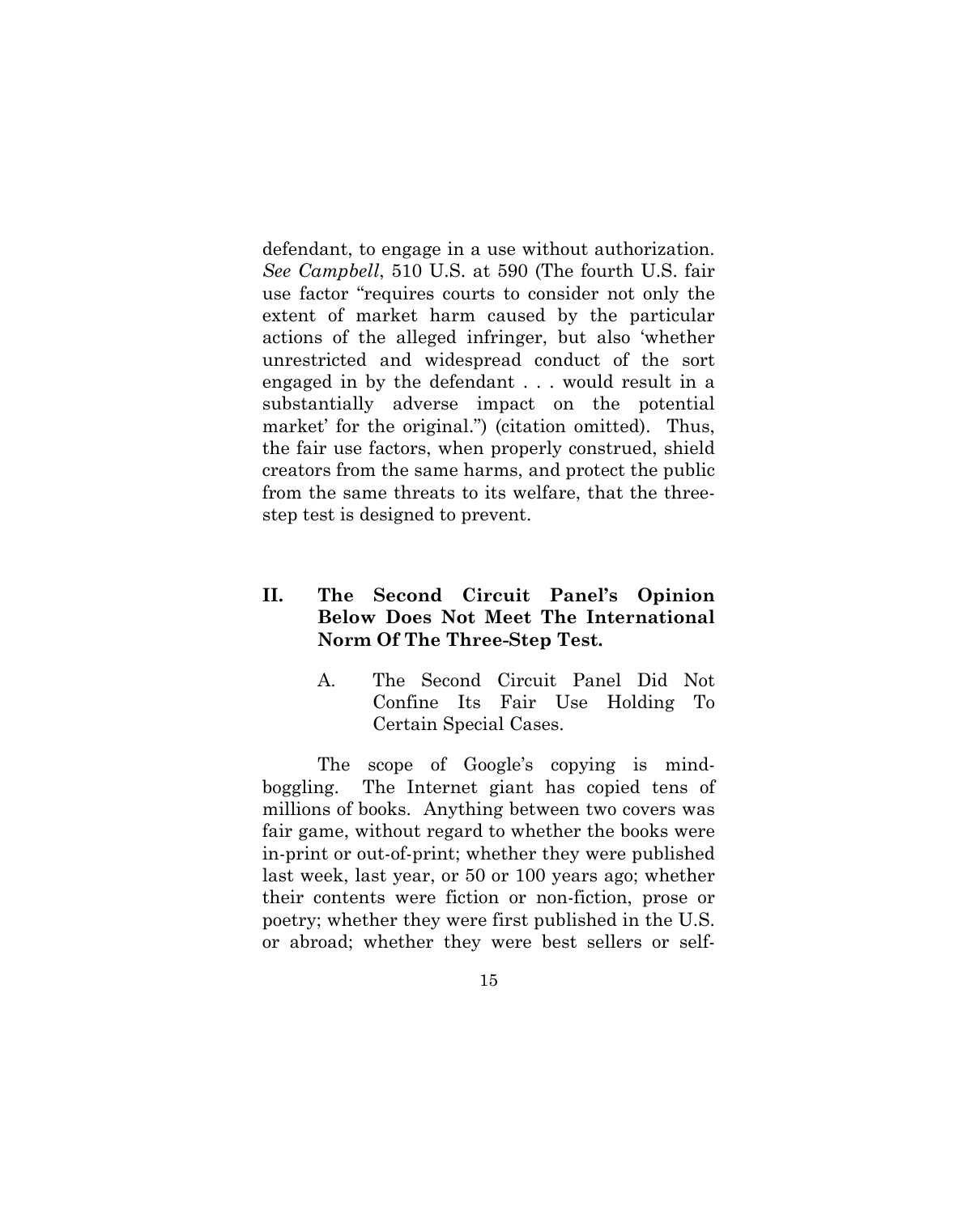defendant, to engage in a use without authorization. *See Campbell*, 510 U.S. at 590 (The fourth U.S. fair use factor "requires courts to consider not only the extent of market harm caused by the particular actions of the alleged infringer, but also 'whether unrestricted and widespread conduct of the sort engaged in by the defendant . . . would result in a substantially adverse impact on the potential market' for the original.") (citation omitted). Thus, the fair use factors, when properly construed, shield creators from the same harms, and protect the public from the same threats to its welfare, that the three-step test is designed to prevent.

## II. The Second Circuit Panel's Opinion Below Does Not Meet The International Norm Of The Three-Step Test.

### A. The Second Circuit Panel Did Not Confine Its Fair Use Holding To Certain Special Cases.

The scope of Google's copying is mind-boggling. The Internet giant has copied tens of millions of books. Anything between two covers was fair game, without regard to whether the books were in-print or out-of-print; whether they were published last week, last year, or 50 or 100 years ago; whether their contents were fiction or non-fiction, prose or poetry; whether they were first published in the U.S. or abroad; whether they were best sellers or self-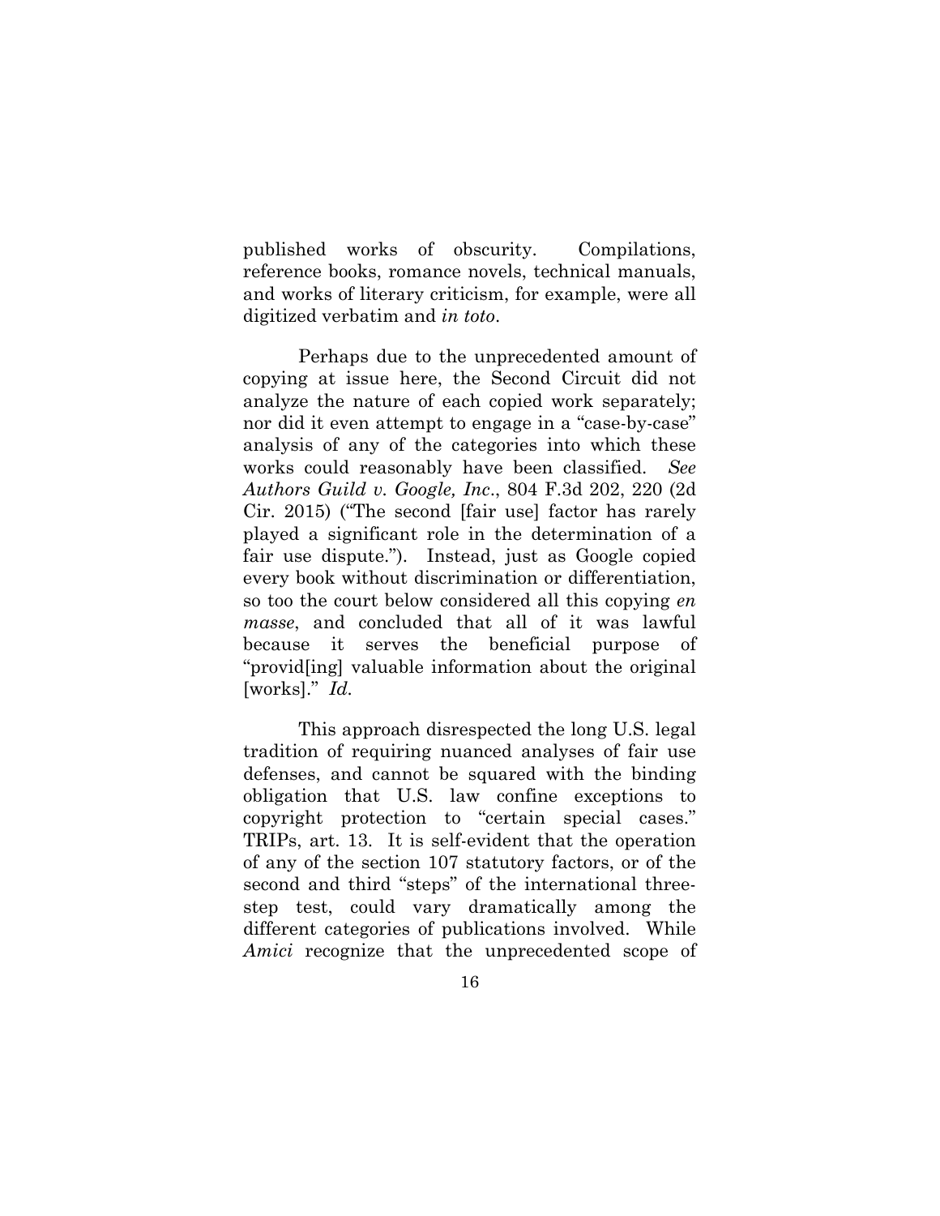published works of obscurity. Compilations, reference books, romance novels, technical manuals, and works of literary criticism, for example, were all digitized verbatim and *in toto*.

Perhaps due to the unprecedented amount of copying at issue here, the Second Circuit did not analyze the nature of each copied work separately; nor did it even attempt to engage in a "case-by-case" analysis of any of the categories into which these works could reasonably have been classified. *See Authors Guild v. Google, Inc*., 804 F.3d 202, 220 (2d Cir. 2015) ("The second [fair use] factor has rarely played a significant role in the determination of a fair use dispute."). Instead, just as Google copied every book without discrimination or differentiation, so too the court below considered all this copying *en masse*, and concluded that all of it was lawful because it serves the beneficial purpose of "provid[ing] valuable information about the original [works]." *Id.*

This approach disrespected the long U.S. legal tradition of requiring nuanced analyses of fair use defenses, and cannot be squared with the binding obligation that U.S. law confine exceptions to copyright protection to "certain special cases." TRIPs, art. 13. It is self-evident that the operation of any of the section 107 statutory factors, or of the second and third "steps" of the international three-step test, could vary dramatically among the different categories of publications involved. While *Amici* recognize that the unprecedented scope of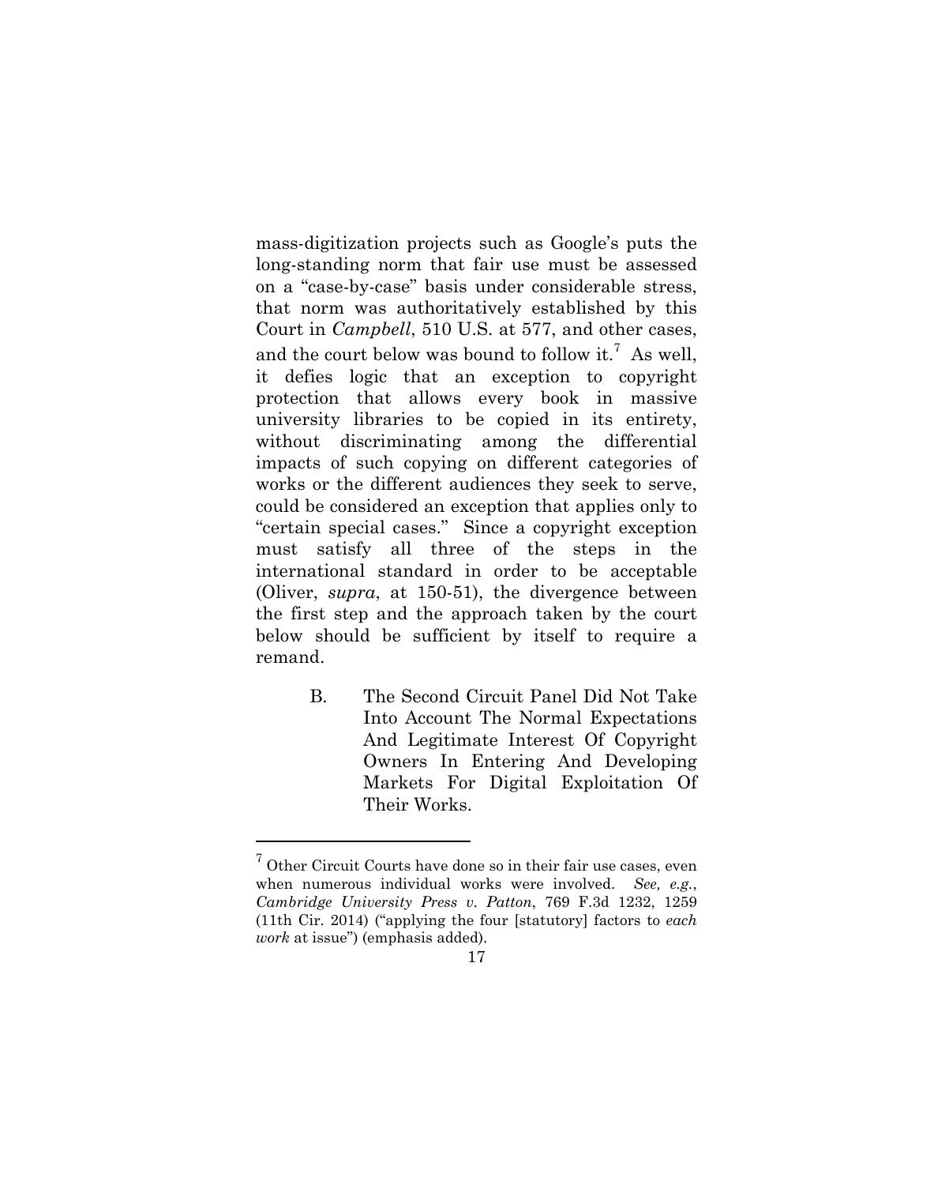mass-digitization projects such as Google's puts the long-standing norm that fair use must be assessed on a "case-by-case" basis under considerable stress, that norm was authoritatively established by this Court in *Campbell*, 510 U.S. at 577, and other cases, and the court below was bound to follow it.[7] As well, it defies logic that an exception to copyright protection that allows every book in massive university libraries to be copied in its entirety, without discriminating among the differential impacts of such copying on different categories of works or the different audiences they seek to serve, could be considered an exception that applies only to "certain special cases." Since a copyright exception must satisfy all three of the steps in the international standard in order to be acceptable (Oliver, *supra*, at 150-51), the divergence between the first step and the approach taken by the court below should be sufficient by itself to require a remand.

### B. The Second Circuit Panel Did Not Take Into Account The Normal Expectations And Legitimate Interest Of Copyright Owners In Entering And Developing Markets For Digital Exploitation Of Their Works.

---

[7] Other Circuit Courts have done so in their fair use cases, even when numerous individual works were involved. *See, e.g.*, *Cambridge University Press v. Patton*, 769 F.3d 1232, 1259 (11th Cir. 2014) ("applying the four [statutory] factors to *each work* at issue") (emphasis added).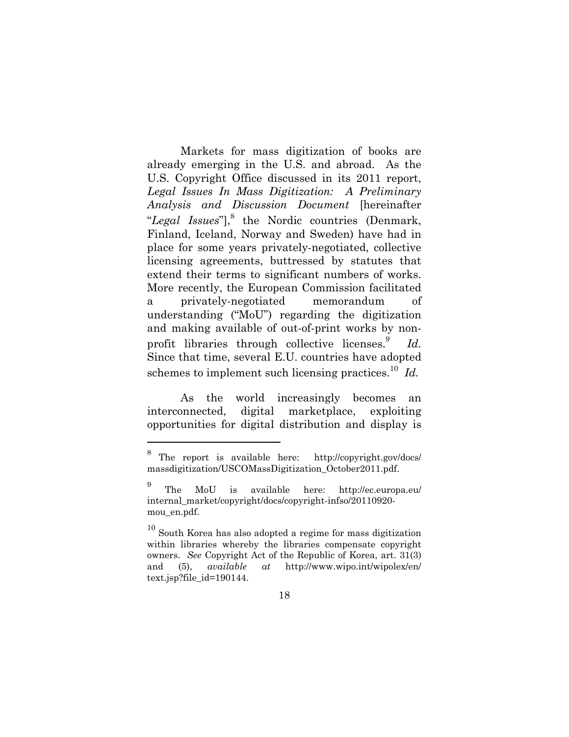Markets for mass digitization of books are already emerging in the U.S. and abroad. As the U.S. Copyright Office discussed in its 2011 report, *Legal Issues In Mass Digitization: A Preliminary Analysis and Discussion Document* [hereinafter "*Legal Issues*"],[8] the Nordic countries (Denmark, Finland, Iceland, Norway and Sweden) have had in place for some years privately-negotiated, collective licensing agreements, buttressed by statutes that extend their terms to significant numbers of works. More recently, the European Commission facilitated a privately-negotiated memorandum of understanding ("MoU") regarding the digitization and making available of out-of-print works by non-profit libraries through collective licenses.[9] *Id.* Since that time, several E.U. countries have adopted schemes to implement such licensing practices.[10] *Id.*

As the world increasingly becomes an interconnected, digital marketplace, exploiting opportunities for digital distribution and display is

---

[8] The report is available here: http://copyright.gov/docs/massdigitization/USCOMassDigitization_October2011.pdf.

[9] The MoU is available here: http://ec.europa.eu/internal_market/copyright/docs/copyright-infso/20110920-mou_en.pdf.

[10] South Korea has also adopted a regime for mass digitization within libraries whereby the libraries compensate copyright owners. *See* Copyright Act of the Republic of Korea, art. 31(3) and (5), *available at* http://www.wipo.int/wipolex/en/text.jsp?file_id=190144.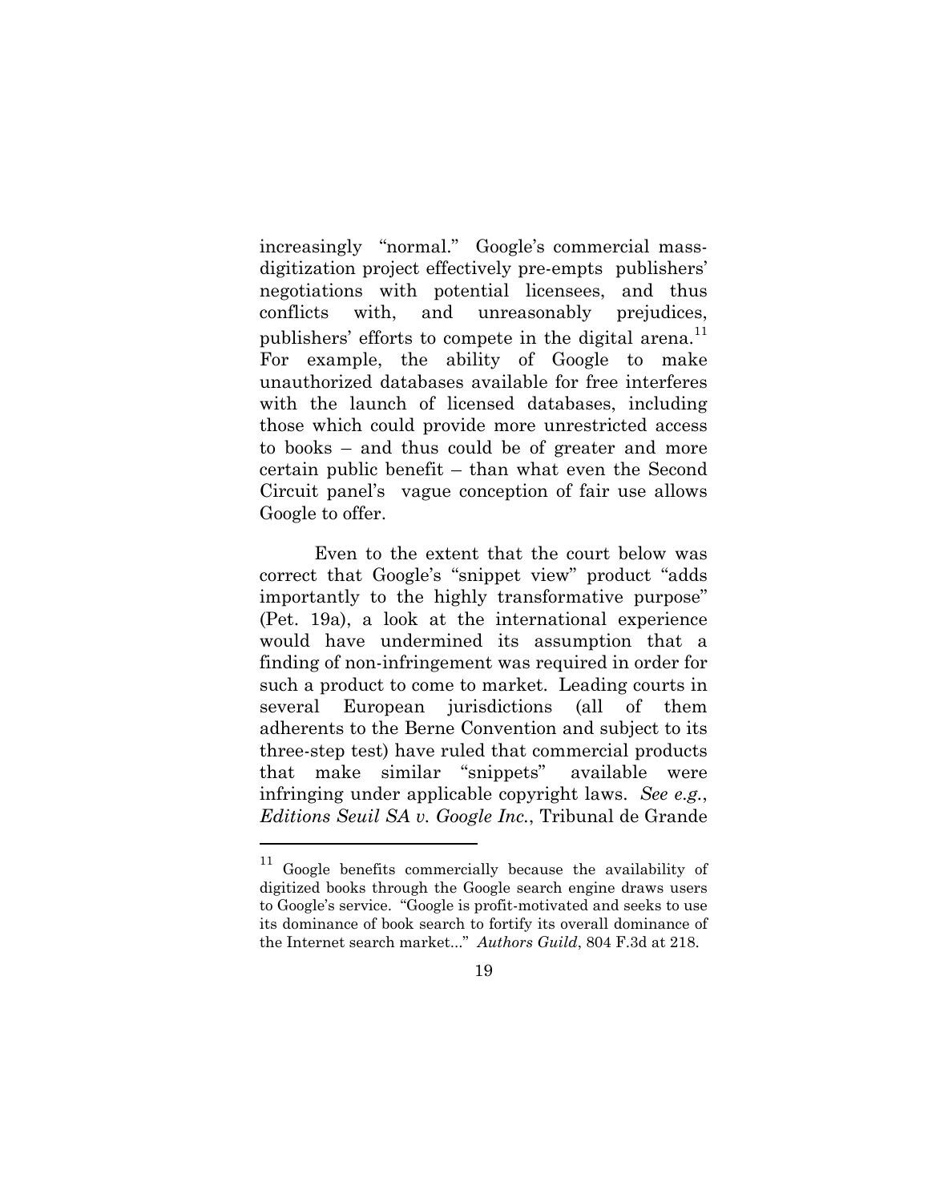increasingly "normal." Google's commercial mass-digitization project effectively pre-empts publishers' negotiations with potential licensees, and thus conflicts with, and unreasonably prejudices, publishers' efforts to compete in the digital arena.[11] For example, the ability of Google to make unauthorized databases available for free interferes with the launch of licensed databases, including those which could provide more unrestricted access to books – and thus could be of greater and more certain public benefit – than what even the Second Circuit panel's vague conception of fair use allows Google to offer.

Even to the extent that the court below was correct that Google's "snippet view" product "adds importantly to the highly transformative purpose" (Pet. 19a), a look at the international experience would have undermined its assumption that a finding of non-infringement was required in order for such a product to come to market. Leading courts in several European jurisdictions (all of them adherents to the Berne Convention and subject to its three-step test) have ruled that commercial products that make similar "snippets" available were infringing under applicable copyright laws. *See e.g.*, *Editions Seuil SA v. Google Inc.*, Tribunal de Grande

---

[11] Google benefits commercially because the availability of digitized books through the Google search engine draws users to Google's service. "Google is profit-motivated and seeks to use its dominance of book search to fortify its overall dominance of the Internet search market..." *Authors Guild*, 804 F.3d at 218.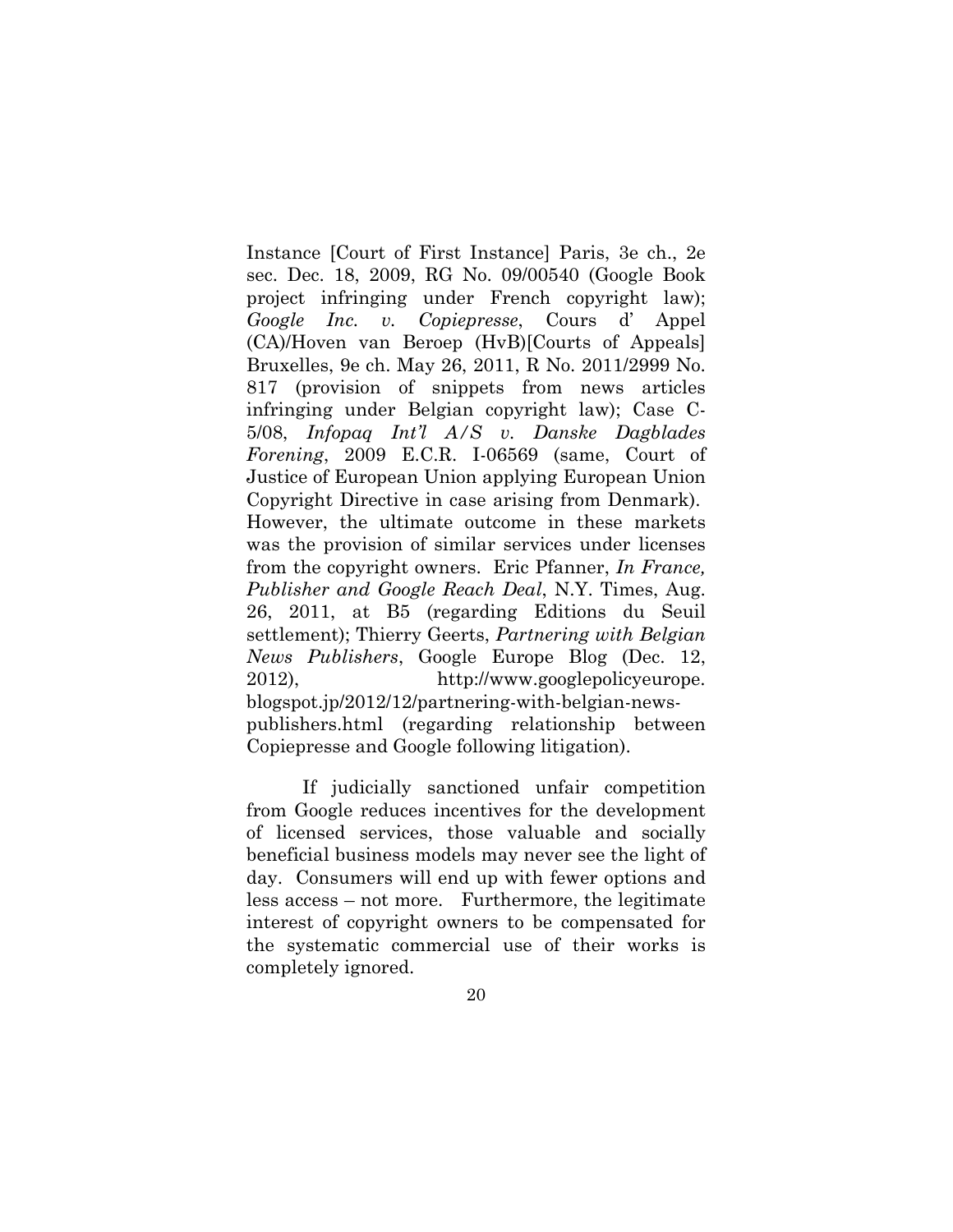Instance [Court of First Instance] Paris, 3e ch., 2e sec. Dec. 18, 2009, RG No. 09/00540 (Google Book project infringing under French copyright law); *Google Inc. v. Copiepresse*, Cours d' Appel (CA)/Hoven van Beroep (HvB)[Courts of Appeals] Bruxelles, 9e ch. May 26, 2011, R No. 2011/2999 No. 817 (provision of snippets from news articles infringing under Belgian copyright law); Case C-5/08, *Infopaq Int'l A/S v. Danske Dagblades Forening*, 2009 E.C.R. I-06569 (same, Court of Justice of European Union applying European Union Copyright Directive in case arising from Denmark). However, the ultimate outcome in these markets was the provision of similar services under licenses from the copyright owners. Eric Pfanner, *In France, Publisher and Google Reach Deal*, N.Y. Times, Aug. 26, 2011, at B5 (regarding Editions du Seuil settlement); Thierry Geerts, *Partnering with Belgian News Publishers*, Google Europe Blog (Dec. 12, 2012), http://www.googlepolicyeurope.blogspot.jp/2012/12/partnering-with-belgian-news-publishers.html (regarding relationship between Copiepresse and Google following litigation).

If judicially sanctioned unfair competition from Google reduces incentives for the development of licensed services, those valuable and socially beneficial business models may never see the light of day. Consumers will end up with fewer options and less access – not more. Furthermore, the legitimate interest of copyright owners to be compensated for the systematic commercial use of their works is completely ignored.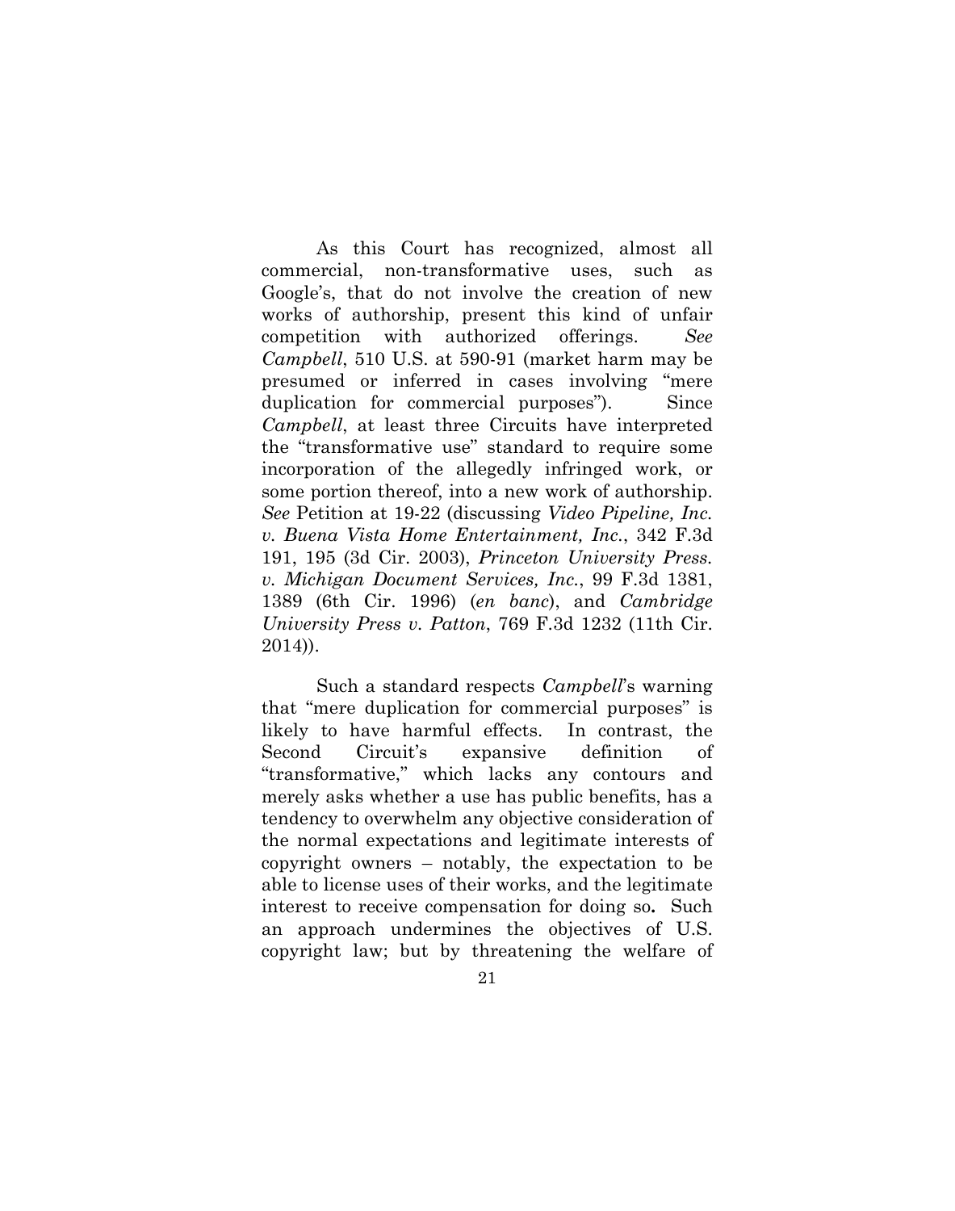As this Court has recognized, almost all commercial, non-transformative uses, such as Google's, that do not involve the creation of new works of authorship, present this kind of unfair competition with authorized offerings. *See Campbell*, 510 U.S. at 590-91 (market harm may be presumed or inferred in cases involving "mere duplication for commercial purposes"). Since *Campbell*, at least three Circuits have interpreted the "transformative use" standard to require some incorporation of the allegedly infringed work, or some portion thereof, into a new work of authorship. *See* Petition at 19-22 (discussing *Video Pipeline, Inc. v. Buena Vista Home Entertainment, Inc.*, 342 F.3d 191, 195 (3d Cir. 2003), *Princeton University Press. v. Michigan Document Services, Inc.*, 99 F.3d 1381, 1389 (6th Cir. 1996) (*en banc*), and *Cambridge University Press v. Patton*, 769 F.3d 1232 (11th Cir. 2014)).

Such a standard respects *Campbell*'s warning that "mere duplication for commercial purposes" is likely to have harmful effects. In contrast, the Second Circuit's expansive definition of "transformative," which lacks any contours and merely asks whether a use has public benefits, has a tendency to overwhelm any objective consideration of the normal expectations and legitimate interests of copyright owners – notably, the expectation to be able to license uses of their works, and the legitimate interest to receive compensation for doing so**.** Such an approach undermines the objectives of U.S. copyright law; but by threatening the welfare of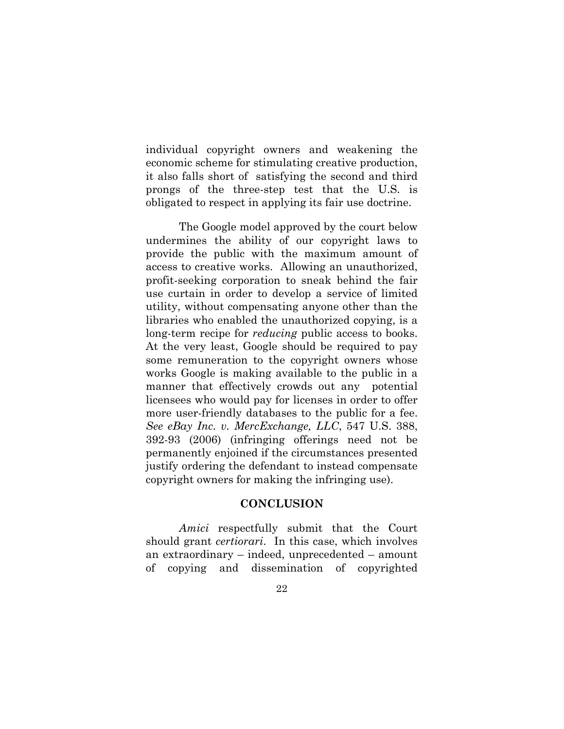individual copyright owners and weakening the economic scheme for stimulating creative production, it also falls short of satisfying the second and third prongs of the three-step test that the U.S. is obligated to respect in applying its fair use doctrine.

The Google model approved by the court below undermines the ability of our copyright laws to provide the public with the maximum amount of access to creative works. Allowing an unauthorized, profit-seeking corporation to sneak behind the fair use curtain in order to develop a service of limited utility, without compensating anyone other than the libraries who enabled the unauthorized copying, is a long-term recipe for *reducing* public access to books. At the very least, Google should be required to pay some remuneration to the copyright owners whose works Google is making available to the public in a manner that effectively crowds out any potential licensees who would pay for licenses in order to offer more user-friendly databases to the public for a fee. *See eBay Inc. v. MercExchange, LLC*, 547 U.S. 388, 392-93 (2006) (infringing offerings need not be permanently enjoined if the circumstances presented justify ordering the defendant to instead compensate copyright owners for making the infringing use).

## CONCLUSION

*Amici* respectfully submit that the Court should grant *certiorari*. In this case, which involves an extraordinary – indeed, unprecedented – amount of copying and dissemination of copyrighted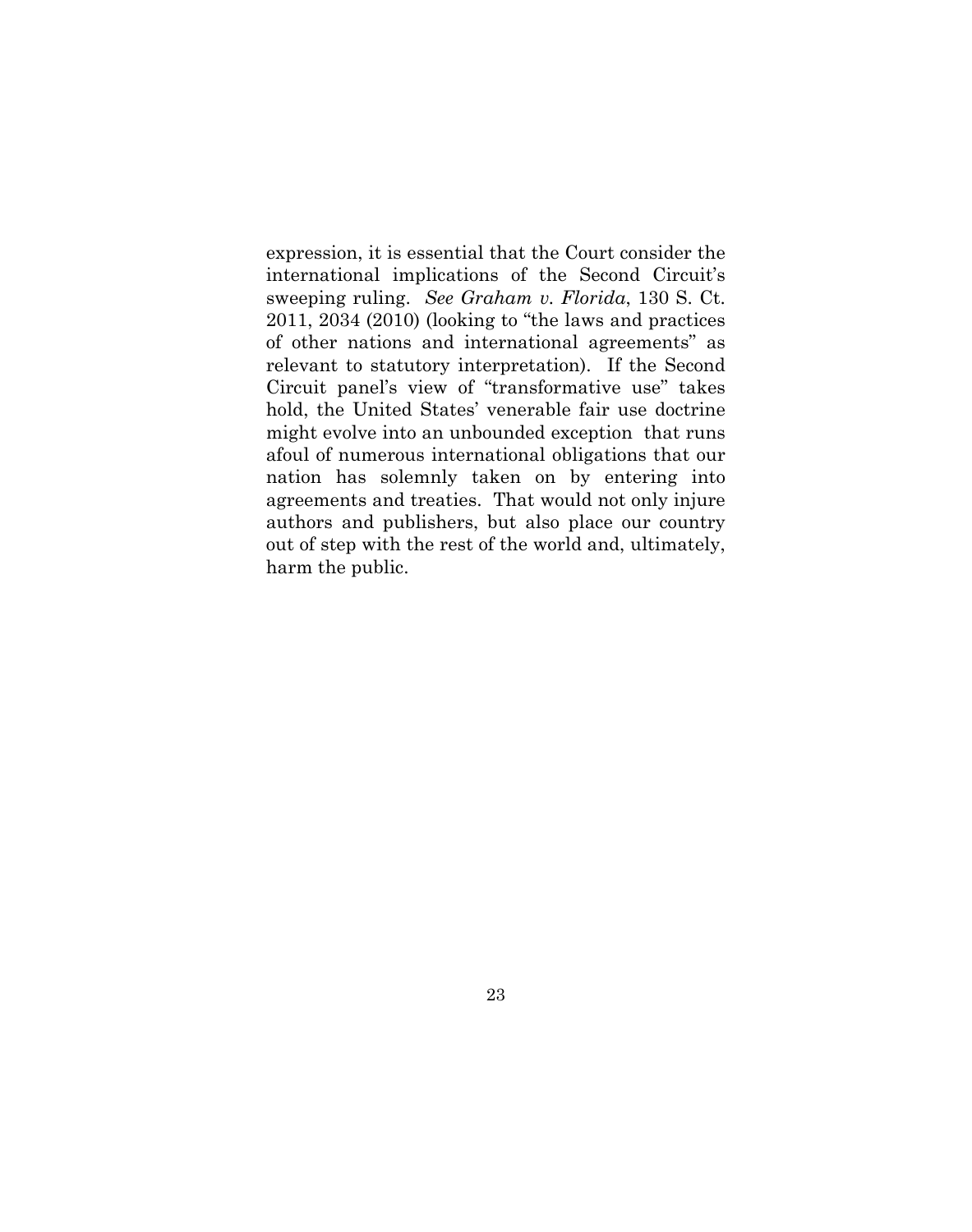expression, it is essential that the Court consider the international implications of the Second Circuit's sweeping ruling. *See Graham v. Florida*, 130 S. Ct. 2011, 2034 (2010) (looking to "the laws and practices of other nations and international agreements" as relevant to statutory interpretation). If the Second Circuit panel's view of "transformative use" takes hold, the United States' venerable fair use doctrine might evolve into an unbounded exception that runs afoul of numerous international obligations that our nation has solemnly taken on by entering into agreements and treaties. That would not only injure authors and publishers, but also place our country out of step with the rest of the world and, ultimately, harm the public.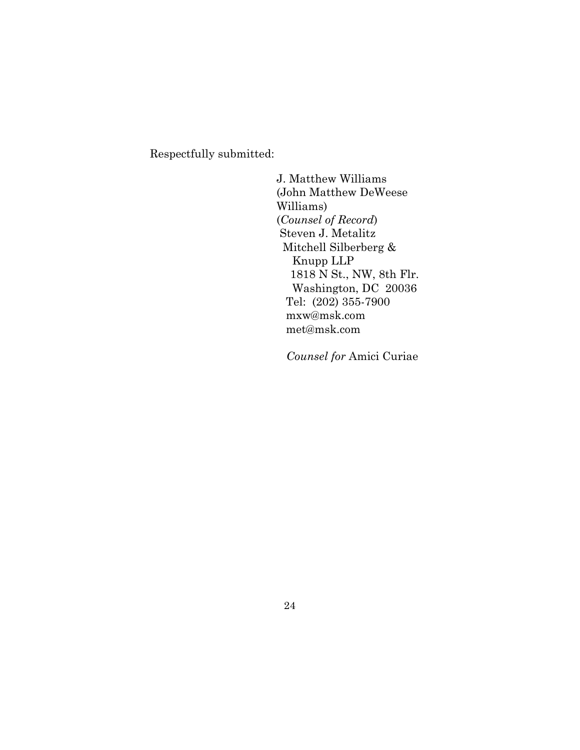Respectfully submitted:

J. Matthew Williams
(John Matthew DeWeese
Williams)
(*Counsel of Record*)
Steven J. Metalitz
Mitchell Silberberg &
Knupp LLP
1818 N St., NW, 8th Flr.
Washington, DC 20036
Tel: (202) 355-7900
mxw@msk.com
met@msk.com

*Counsel for* Amici Curiae